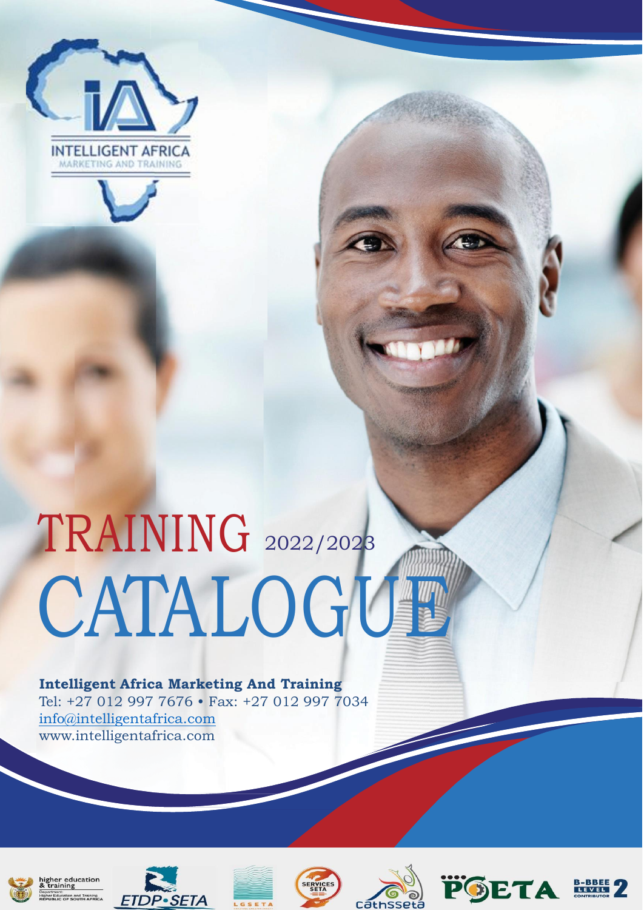INTELLIGENT AFRICA
MARKETING AND TRAINING

# TRAINING 2022/2023 CATALOGUE

**Intelligent Africa Marketing And Training**
Tel: +27 012 997 7676 • Fax: +27 012 997 7034
info@intelligentafrica.com
www.intelligentafrica.com

higher education & training — Department: Higher Education and Training REPUBLIC OF SOUTH AFRICA

ETDP SETA

LGSETA

SERVICES SETA

cathsseta

POETA

B-BBEE LEVEL 2 CONTRIBUTOR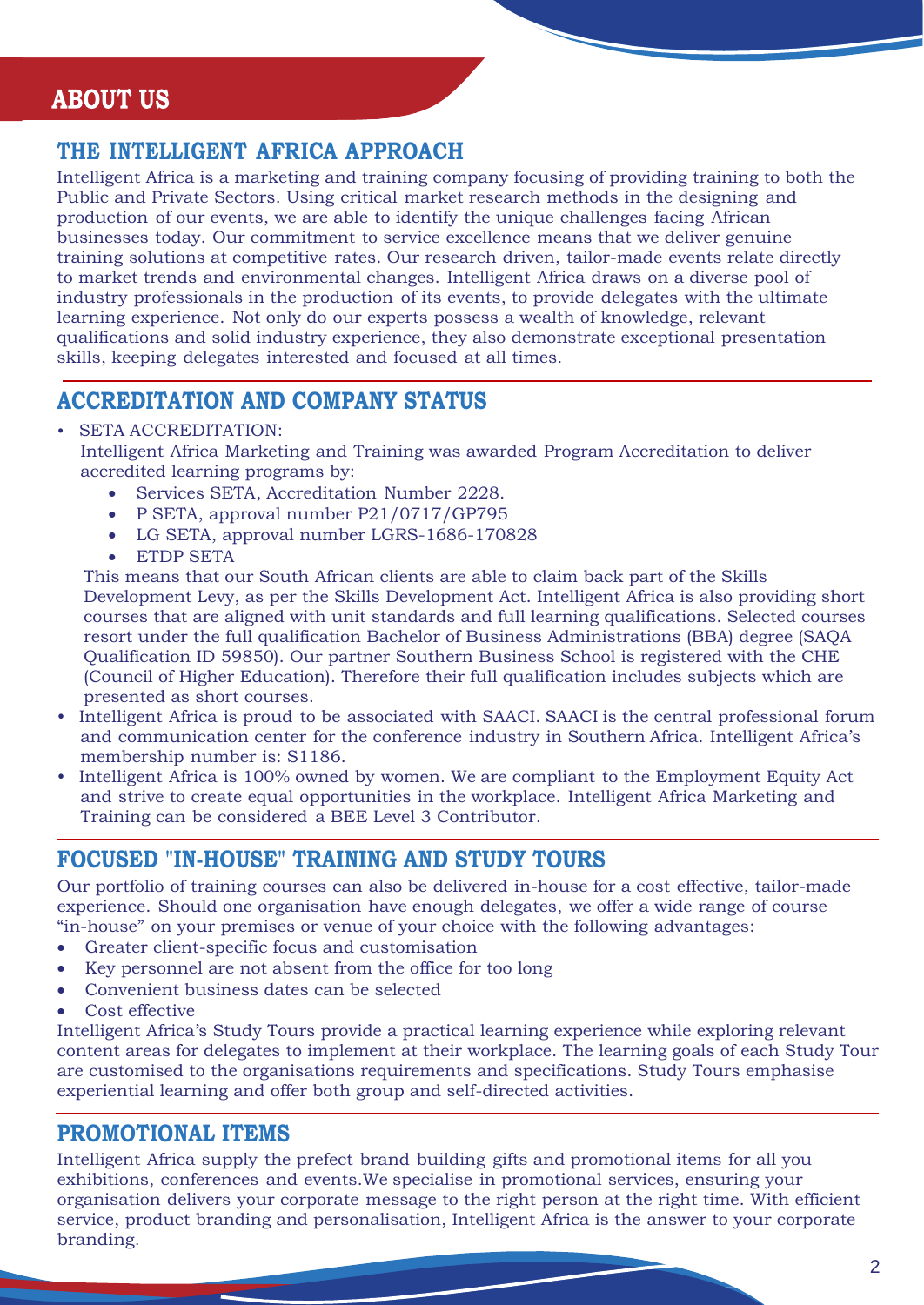# ABOUT US

## THE INTELLIGENT AFRICA APPROACH

Intelligent Africa is a marketing and training company focusing of providing training to both the Public and Private Sectors. Using critical market research methods in the designing and production of our events, we are able to identify the unique challenges facing African businesses today. Our commitment to service excellence means that we deliver genuine training solutions at competitive rates. Our research driven, tailor-made events relate directly to market trends and environmental changes. Intelligent Africa draws on a diverse pool of industry professionals in the production of its events, to provide delegates with the ultimate learning experience. Not only do our experts possess a wealth of knowledge, relevant qualifications and solid industry experience, they also demonstrate exceptional presentation skills, keeping delegates interested and focused at all times.

## ACCREDITATION AND COMPANY STATUS

- SETA ACCREDITATION:
  Intelligent Africa Marketing and Training was awarded Program Accreditation to deliver accredited learning programs by:
  - Services SETA, Accreditation Number 2228.
  - P SETA, approval number P21/0717/GP795
  - LG SETA, approval number LGRS-1686-170828
  - ETDP SETA

  This means that our South African clients are able to claim back part of the Skills Development Levy, as per the Skills Development Act. Intelligent Africa is also providing short courses that are aligned with unit standards and full learning qualifications. Selected courses resort under the full qualification Bachelor of Business Administrations (BBA) degree (SAQA Qualification ID 59850). Our partner Southern Business School is registered with the CHE (Council of Higher Education). Therefore their full qualification includes subjects which are presented as short courses.
- Intelligent Africa is proud to be associated with SAACI. SAACI is the central professional forum and communication center for the conference industry in Southern Africa. Intelligent Africa's membership number is: S1186.
- Intelligent Africa is 100% owned by women. We are compliant to the Employment Equity Act and strive to create equal opportunities in the workplace. Intelligent Africa Marketing and Training can be considered a BEE Level 3 Contributor.

## FOCUSED "IN-HOUSE" TRAINING AND STUDY TOURS

Our portfolio of training courses can also be delivered in-house for a cost effective, tailor-made experience. Should one organisation have enough delegates, we offer a wide range of course "in-house" on your premises or venue of your choice with the following advantages:

- Greater client-specific focus and customisation
- Key personnel are not absent from the office for too long
- Convenient business dates can be selected
- Cost effective

Intelligent Africa's Study Tours provide a practical learning experience while exploring relevant content areas for delegates to implement at their workplace. The learning goals of each Study Tour are customised to the organisations requirements and specifications. Study Tours emphasise experiential learning and offer both group and self-directed activities.

## PROMOTIONAL ITEMS

Intelligent Africa supply the prefect brand building gifts and promotional items for all you exhibitions, conferences and events.We specialise in promotional services, ensuring your organisation delivers your corporate message to the right person at the right time. With efficient service, product branding and personalisation, Intelligent Africa is the answer to your corporate branding.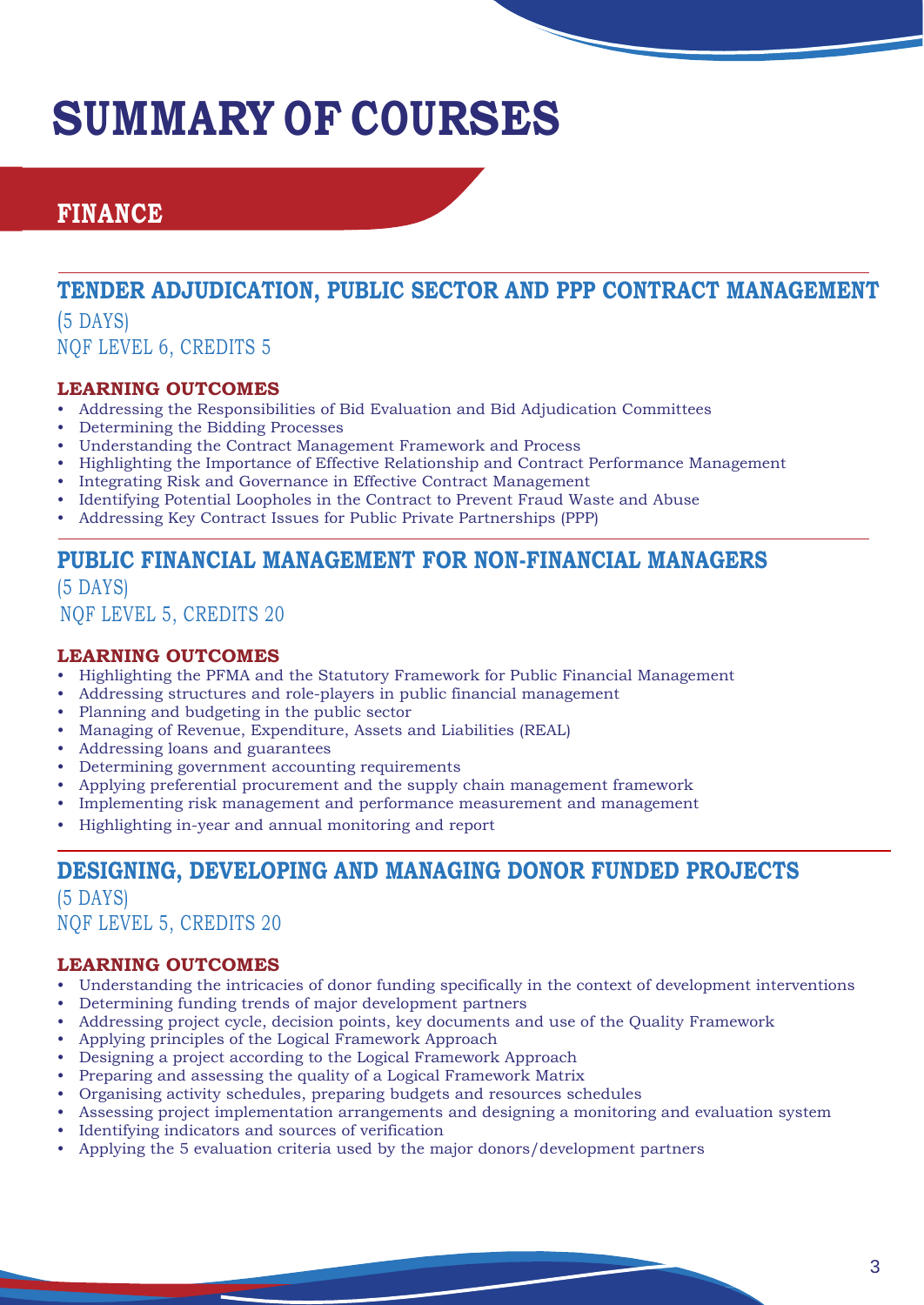# SUMMARY OF COURSES

## FINANCE

### TENDER ADJUDICATION, PUBLIC SECTOR AND PPP CONTRACT MANAGEMENT

(5 DAYS)
NQF LEVEL 6, CREDITS 5

**LEARNING OUTCOMES**

- Addressing the Responsibilities of Bid Evaluation and Bid Adjudication Committees
- Determining the Bidding Processes
- Understanding the Contract Management Framework and Process
- Highlighting the Importance of Effective Relationship and Contract Performance Management
- Integrating Risk and Governance in Effective Contract Management
- Identifying Potential Loopholes in the Contract to Prevent Fraud Waste and Abuse
- Addressing Key Contract Issues for Public Private Partnerships (PPP)

### PUBLIC FINANCIAL MANAGEMENT FOR NON-FINANCIAL MANAGERS

(5 DAYS)
NQF LEVEL 5, CREDITS 20

**LEARNING OUTCOMES**

- Highlighting the PFMA and the Statutory Framework for Public Financial Management
- Addressing structures and role-players in public financial management
- Planning and budgeting in the public sector
- Managing of Revenue, Expenditure, Assets and Liabilities (REAL)
- Addressing loans and guarantees
- Determining government accounting requirements
- Applying preferential procurement and the supply chain management framework
- Implementing risk management and performance measurement and management
- Highlighting in-year and annual monitoring and report

### DESIGNING, DEVELOPING AND MANAGING DONOR FUNDED PROJECTS

(5 DAYS)
NQF LEVEL 5, CREDITS 20

**LEARNING OUTCOMES**

- Understanding the intricacies of donor funding specifically in the context of development interventions
- Determining funding trends of major development partners
- Addressing project cycle, decision points, key documents and use of the Quality Framework
- Applying principles of the Logical Framework Approach
- Designing a project according to the Logical Framework Approach
- Preparing and assessing the quality of a Logical Framework Matrix
- Organising activity schedules, preparing budgets and resources schedules
- Assessing project implementation arrangements and designing a monitoring and evaluation system
- Identifying indicators and sources of verification
- Applying the 5 evaluation criteria used by the major donors/development partners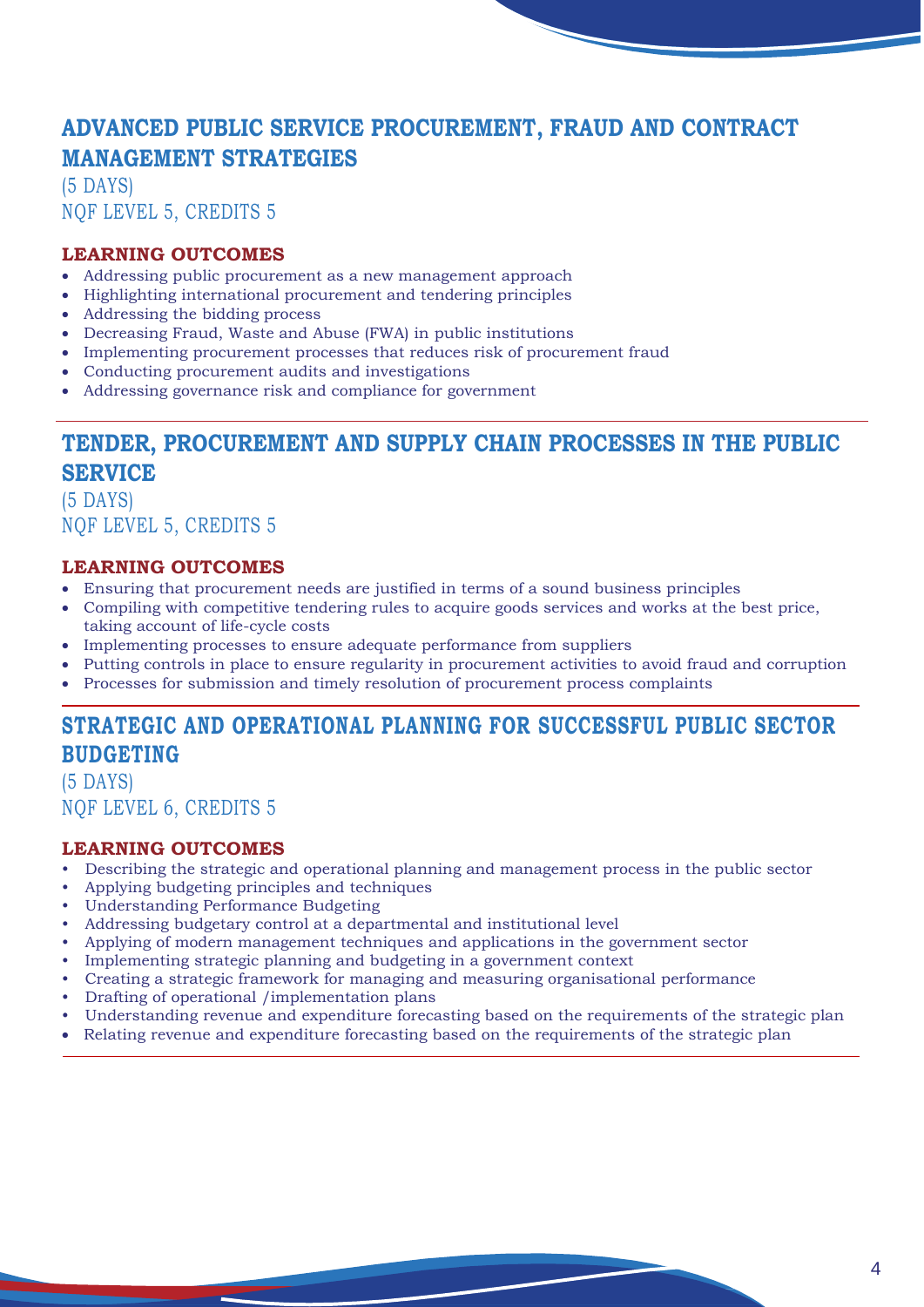## ADVANCED PUBLIC SERVICE PROCUREMENT, FRAUD AND CONTRACT MANAGEMENT STRATEGIES

(5 DAYS)
NQF LEVEL 5, CREDITS 5

**LEARNING OUTCOMES**

- Addressing public procurement as a new management approach
- Highlighting international procurement and tendering principles
- Addressing the bidding process
- Decreasing Fraud, Waste and Abuse (FWA) in public institutions
- Implementing procurement processes that reduces risk of procurement fraud
- Conducting procurement audits and investigations
- Addressing governance risk and compliance for government

## TENDER, PROCUREMENT AND SUPPLY CHAIN PROCESSES IN THE PUBLIC SERVICE

(5 DAYS)
NQF LEVEL 5, CREDITS 5

**LEARNING OUTCOMES**

- Ensuring that procurement needs are justified in terms of a sound business principles
- Compiling with competitive tendering rules to acquire goods services and works at the best price, taking account of life-cycle costs
- Implementing processes to ensure adequate performance from suppliers
- Putting controls in place to ensure regularity in procurement activities to avoid fraud and corruption
- Processes for submission and timely resolution of procurement process complaints

## STRATEGIC AND OPERATIONAL PLANNING FOR SUCCESSFUL PUBLIC SECTOR BUDGETING

(5 DAYS)
NQF LEVEL 6, CREDITS 5

**LEARNING OUTCOMES**

- Describing the strategic and operational planning and management process in the public sector
- Applying budgeting principles and techniques
- Understanding Performance Budgeting
- Addressing budgetary control at a departmental and institutional level
- Applying of modern management techniques and applications in the government sector
- Implementing strategic planning and budgeting in a government context
- Creating a strategic framework for managing and measuring organisational performance
- Drafting of operational /implementation plans
- Understanding revenue and expenditure forecasting based on the requirements of the strategic plan
- Relating revenue and expenditure forecasting based on the requirements of the strategic plan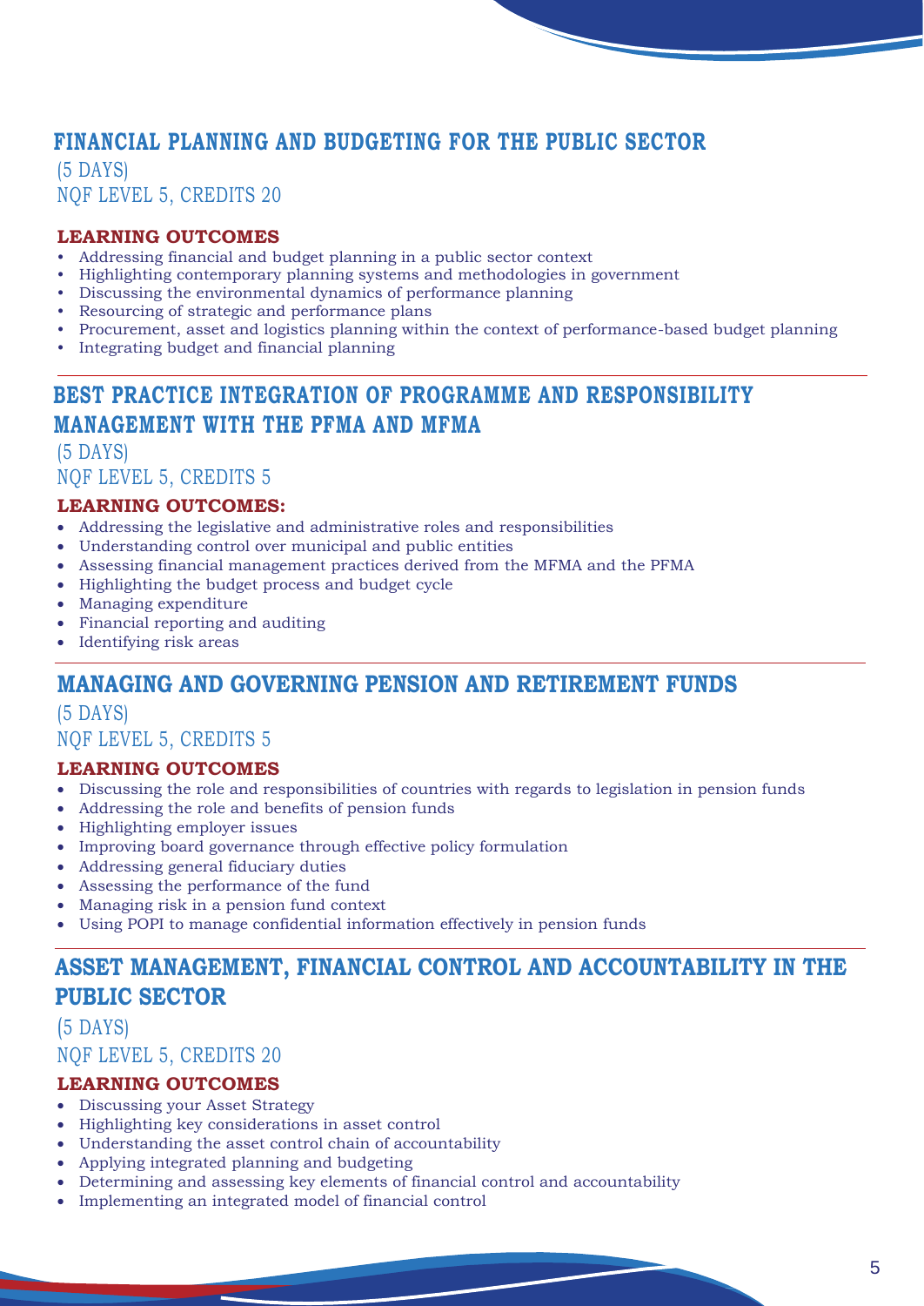## FINANCIAL PLANNING AND BUDGETING FOR THE PUBLIC SECTOR

(5 DAYS)

NQF LEVEL 5, CREDITS 20

**LEARNING OUTCOMES**

- Addressing financial and budget planning in a public sector context
- Highlighting contemporary planning systems and methodologies in government
- Discussing the environmental dynamics of performance planning
- Resourcing of strategic and performance plans
- Procurement, asset and logistics planning within the context of performance-based budget planning
- Integrating budget and financial planning

---

## BEST PRACTICE INTEGRATION OF PROGRAMME AND RESPONSIBILITY MANAGEMENT WITH THE PFMA AND MFMA

(5 DAYS)

NQF LEVEL 5, CREDITS 5

**LEARNING OUTCOMES:**

- Addressing the legislative and administrative roles and responsibilities
- Understanding control over municipal and public entities
- Assessing financial management practices derived from the MFMA and the PFMA
- Highlighting the budget process and budget cycle
- Managing expenditure
- Financial reporting and auditing
- Identifying risk areas

---

## MANAGING AND GOVERNING PENSION AND RETIREMENT FUNDS

(5 DAYS)

NQF LEVEL 5, CREDITS 5

**LEARNING OUTCOMES**

- Discussing the role and responsibilities of countries with regards to legislation in pension funds
- Addressing the role and benefits of pension funds
- Highlighting employer issues
- Improving board governance through effective policy formulation
- Addressing general fiduciary duties
- Assessing the performance of the fund
- Managing risk in a pension fund context
- Using POPI to manage confidential information effectively in pension funds

---

## ASSET MANAGEMENT, FINANCIAL CONTROL AND ACCOUNTABILITY IN THE PUBLIC SECTOR

(5 DAYS)

NQF LEVEL 5, CREDITS 20

**LEARNING OUTCOMES**

- Discussing your Asset Strategy
- Highlighting key considerations in asset control
- Understanding the asset control chain of accountability
- Applying integrated planning and budgeting
- Determining and assessing key elements of financial control and accountability
- Implementing an integrated model of financial control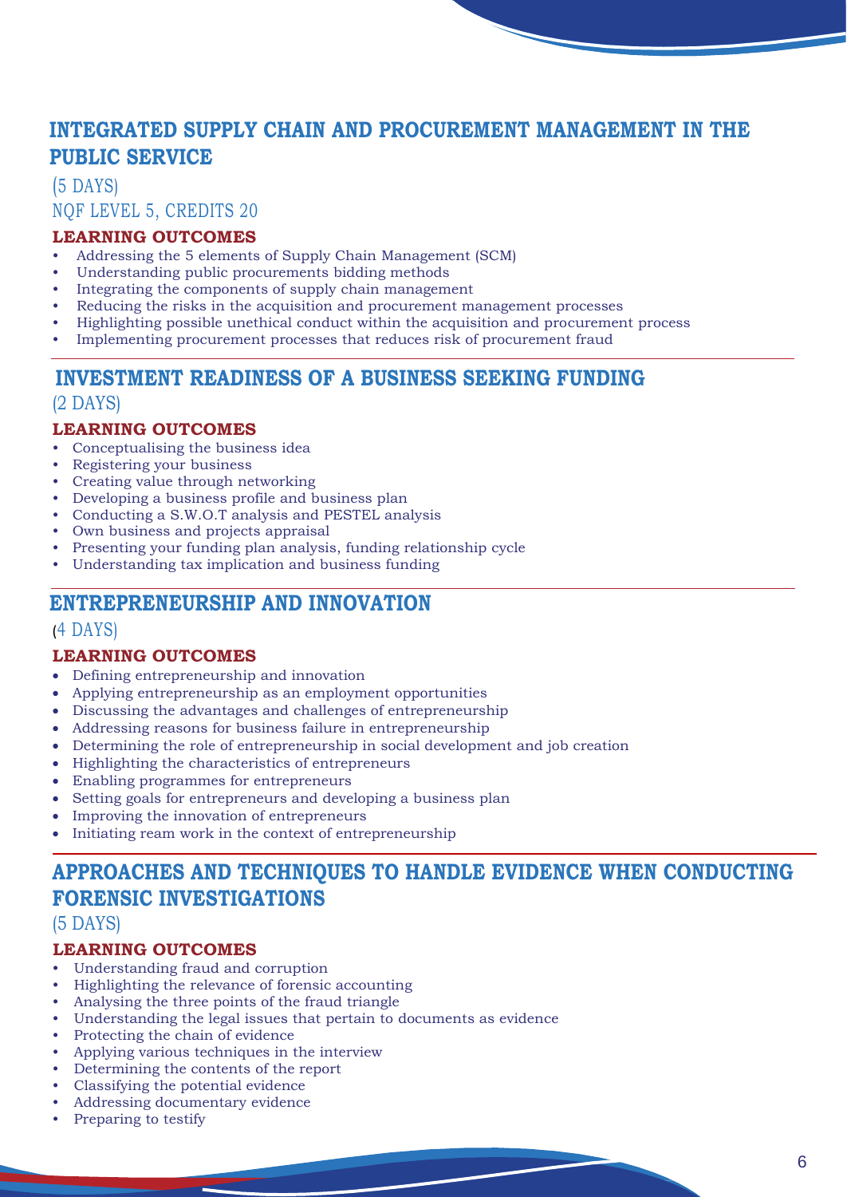## INTEGRATED SUPPLY CHAIN AND PROCUREMENT MANAGEMENT IN THE PUBLIC SERVICE

(5 DAYS)

NQF LEVEL 5, CREDITS 20

### LEARNING OUTCOMES

- Addressing the 5 elements of Supply Chain Management (SCM)
- Understanding public procurements bidding methods
- Integrating the components of supply chain management
- Reducing the risks in the acquisition and procurement management processes
- Highlighting possible unethical conduct within the acquisition and procurement process
- Implementing procurement processes that reduces risk of procurement fraud

## INVESTMENT READINESS OF A BUSINESS SEEKING FUNDING

(2 DAYS)

### LEARNING OUTCOMES

- Conceptualising the business idea
- Registering your business
- Creating value through networking
- Developing a business profile and business plan
- Conducting a S.W.O.T analysis and PESTEL analysis
- Own business and projects appraisal
- Presenting your funding plan analysis, funding relationship cycle
- Understanding tax implication and business funding

## ENTREPRENEURSHIP AND INNOVATION

(4 DAYS)

### LEARNING OUTCOMES

- Defining entrepreneurship and innovation
- Applying entrepreneurship as an employment opportunities
- Discussing the advantages and challenges of entrepreneurship
- Addressing reasons for business failure in entrepreneurship
- Determining the role of entrepreneurship in social development and job creation
- Highlighting the characteristics of entrepreneurs
- Enabling programmes for entrepreneurs
- Setting goals for entrepreneurs and developing a business plan
- Improving the innovation of entrepreneurs
- Initiating ream work in the context of entrepreneurship

## APPROACHES AND TECHNIQUES TO HANDLE EVIDENCE WHEN CONDUCTING FORENSIC INVESTIGATIONS

(5 DAYS)

### LEARNING OUTCOMES

- Understanding fraud and corruption
- Highlighting the relevance of forensic accounting
- Analysing the three points of the fraud triangle
- Understanding the legal issues that pertain to documents as evidence
- Protecting the chain of evidence
- Applying various techniques in the interview
- Determining the contents of the report
- Classifying the potential evidence
- Addressing documentary evidence
- Preparing to testify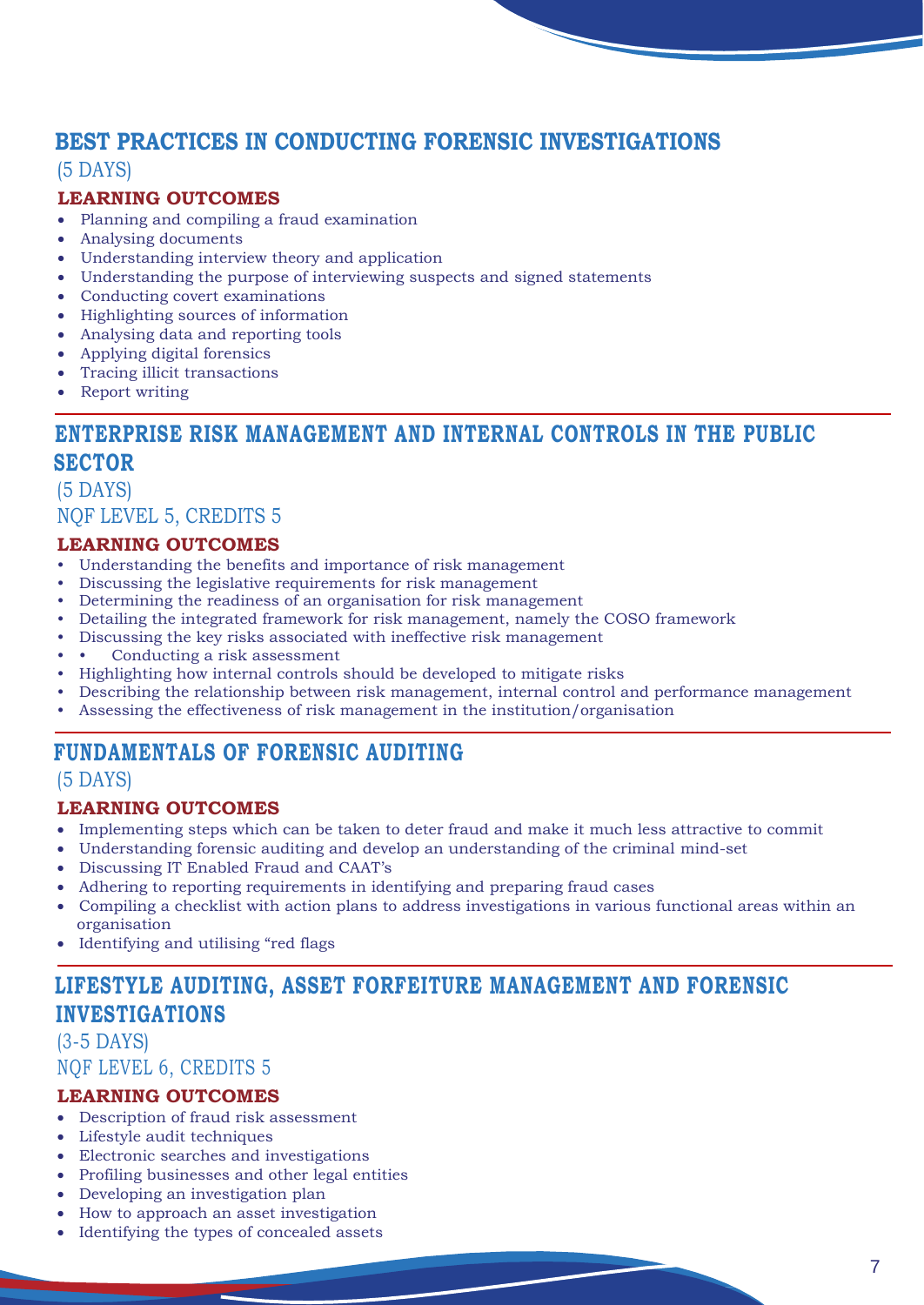## BEST PRACTICES IN CONDUCTING FORENSIC INVESTIGATIONS

(5 DAYS)

### LEARNING OUTCOMES

- Planning and compiling a fraud examination
- Analysing documents
- Understanding interview theory and application
- Understanding the purpose of interviewing suspects and signed statements
- Conducting covert examinations
- Highlighting sources of information
- Analysing data and reporting tools
- Applying digital forensics
- Tracing illicit transactions
- Report writing

## ENTERPRISE RISK MANAGEMENT AND INTERNAL CONTROLS IN THE PUBLIC SECTOR

(5 DAYS)

NQF LEVEL 5, CREDITS 5

### LEARNING OUTCOMES

- Understanding the benefits and importance of risk management
- Discussing the legislative requirements for risk management
- Determining the readiness of an organisation for risk management
- Detailing the integrated framework for risk management, namely the COSO framework
- Discussing the key risks associated with ineffective risk management
- • Conducting a risk assessment
- Highlighting how internal controls should be developed to mitigate risks
- Describing the relationship between risk management, internal control and performance management
- Assessing the effectiveness of risk management in the institution/organisation

## FUNDAMENTALS OF FORENSIC AUDITING

(5 DAYS)

### LEARNING OUTCOMES

- Implementing steps which can be taken to deter fraud and make it much less attractive to commit
- Understanding forensic auditing and develop an understanding of the criminal mind-set
- Discussing IT Enabled Fraud and CAAT's
- Adhering to reporting requirements in identifying and preparing fraud cases
- Compiling a checklist with action plans to address investigations in various functional areas within an organisation
- Identifying and utilising "red flags

## LIFESTYLE AUDITING, ASSET FORFEITURE MANAGEMENT AND FORENSIC INVESTIGATIONS

(3-5 DAYS)

NQF LEVEL 6, CREDITS 5

### LEARNING OUTCOMES

- Description of fraud risk assessment
- Lifestyle audit techniques
- Electronic searches and investigations
- Profiling businesses and other legal entities
- Developing an investigation plan
- How to approach an asset investigation
- Identifying the types of concealed assets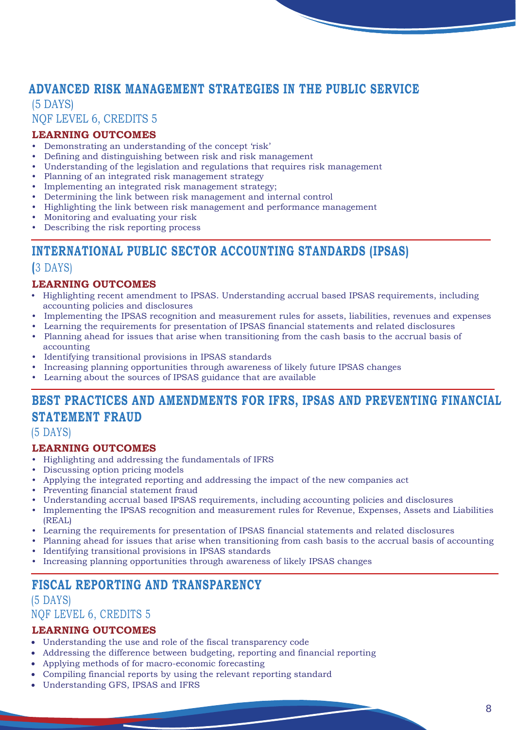## ADVANCED RISK MANAGEMENT STRATEGIES IN THE PUBLIC SERVICE

(5 DAYS)

NQF LEVEL 6, CREDITS 5

### LEARNING OUTCOMES

- Demonstrating an understanding of the concept 'risk'
- Defining and distinguishing between risk and risk management
- Understanding of the legislation and regulations that requires risk management
- Planning of an integrated risk management strategy
- Implementing an integrated risk management strategy;
- Determining the link between risk management and internal control
- Highlighting the link between risk management and performance management
- Monitoring and evaluating your risk
- Describing the risk reporting process

## INTERNATIONAL PUBLIC SECTOR ACCOUNTING STANDARDS (IPSAS)

(3 DAYS)

### LEARNING OUTCOMES

- Highlighting recent amendment to IPSAS. Understanding accrual based IPSAS requirements, including accounting policies and disclosures
- Implementing the IPSAS recognition and measurement rules for assets, liabilities, revenues and expenses
- Learning the requirements for presentation of IPSAS financial statements and related disclosures
- Planning ahead for issues that arise when transitioning from the cash basis to the accrual basis of accounting
- Identifying transitional provisions in IPSAS standards
- Increasing planning opportunities through awareness of likely future IPSAS changes
- Learning about the sources of IPSAS guidance that are available

## BEST PRACTICES AND AMENDMENTS FOR IFRS, IPSAS AND PREVENTING FINANCIAL STATEMENT FRAUD

(5 DAYS)

### LEARNING OUTCOMES

- Highlighting and addressing the fundamentals of IFRS
- Discussing option pricing models
- Applying the integrated reporting and addressing the impact of the new companies act
- Preventing financial statement fraud
- Understanding accrual based IPSAS requirements, including accounting policies and disclosures
- Implementing the IPSAS recognition and measurement rules for Revenue, Expenses, Assets and Liabilities (REAL)
- Learning the requirements for presentation of IPSAS financial statements and related disclosures
- Planning ahead for issues that arise when transitioning from cash basis to the accrual basis of accounting
- Identifying transitional provisions in IPSAS standards
- Increasing planning opportunities through awareness of likely IPSAS changes

## FISCAL REPORTING AND TRANSPARENCY

(5 DAYS)

NQF LEVEL 6, CREDITS 5

### LEARNING OUTCOMES

- Understanding the use and role of the fiscal transparency code
- Addressing the difference between budgeting, reporting and financial reporting
- Applying methods of for macro-economic forecasting
- Compiling financial reports by using the relevant reporting standard
- Understanding GFS, IPSAS and IFRS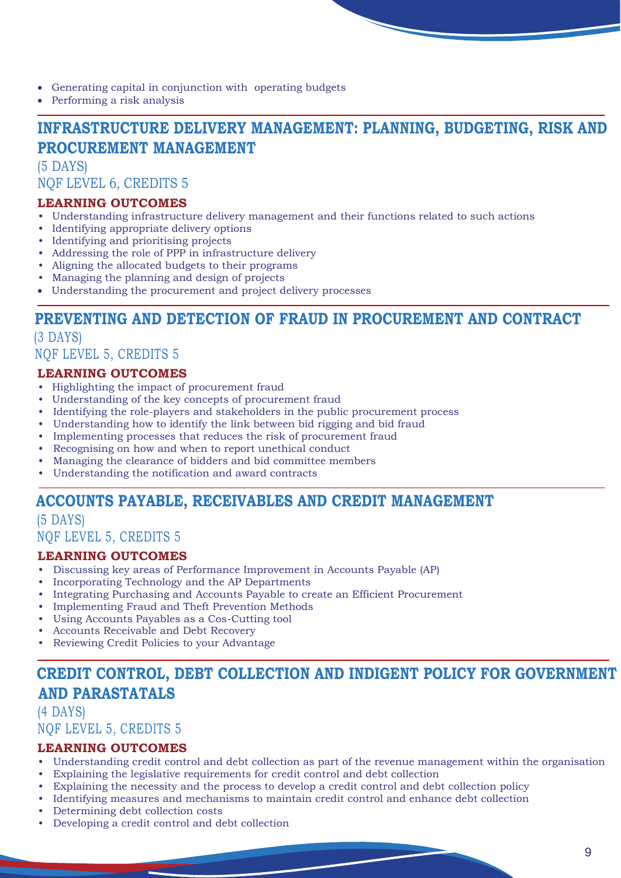- Generating capital in conjunction with  operating budgets
- Performing a risk analysis

## INFRASTRUCTURE DELIVERY MANAGEMENT: PLANNING, BUDGETING, RISK AND PROCUREMENT MANAGEMENT

(5 DAYS)

NQF LEVEL 6, CREDITS 5

**LEARNING OUTCOMES**

- Understanding infrastructure delivery management and their functions related to such actions
- Identifying appropriate delivery options
- Identifying and prioritising projects
- Addressing the role of PPP in infrastructure delivery
- Aligning the allocated budgets to their programs
- Managing the planning and design of projects
- Understanding the procurement and project delivery processes

## PREVENTING AND DETECTION OF FRAUD IN PROCUREMENT AND CONTRACT

(3 DAYS)

NQF LEVEL 5, CREDITS 5

**LEARNING OUTCOMES**

- Highlighting the impact of procurement fraud
- Understanding of the key concepts of procurement fraud
- Identifying the role-players and stakeholders in the public procurement process
- Understanding how to identify the link between bid rigging and bid fraud
- Implementing processes that reduces the risk of procurement fraud
- Recognising on how and when to report unethical conduct
- Managing the clearance of bidders and bid committee members
- Understanding the notification and award contracts

## ACCOUNTS PAYABLE, RECEIVABLES AND CREDIT MANAGEMENT

(5 DAYS)

NQF LEVEL 5, CREDITS 5

**LEARNING OUTCOMES**

- Discussing key areas of Performance Improvement in Accounts Payable (AP)
- Incorporating Technology and the AP Departments
- Integrating Purchasing and Accounts Payable to create an Efficient Procurement
- Implementing Fraud and Theft Prevention Methods
- Using Accounts Payables as a Cos-Cutting tool
- Accounts Receivable and Debt Recovery
- Reviewing Credit Policies to your Advantage

## CREDIT CONTROL, DEBT COLLECTION AND INDIGENT POLICY FOR GOVERNMENT AND PARASTATALS

(4 DAYS)

NQF LEVEL 5, CREDITS 5

**LEARNING OUTCOMES**

- Understanding credit control and debt collection as part of the revenue management within the organisation
- Explaining the legislative requirements for credit control and debt collection
- Explaining the necessity and the process to develop a credit control and debt collection policy
- Identifying measures and mechanisms to maintain credit control and enhance debt collection
- Determining debt collection costs
- Developing a credit control and debt collection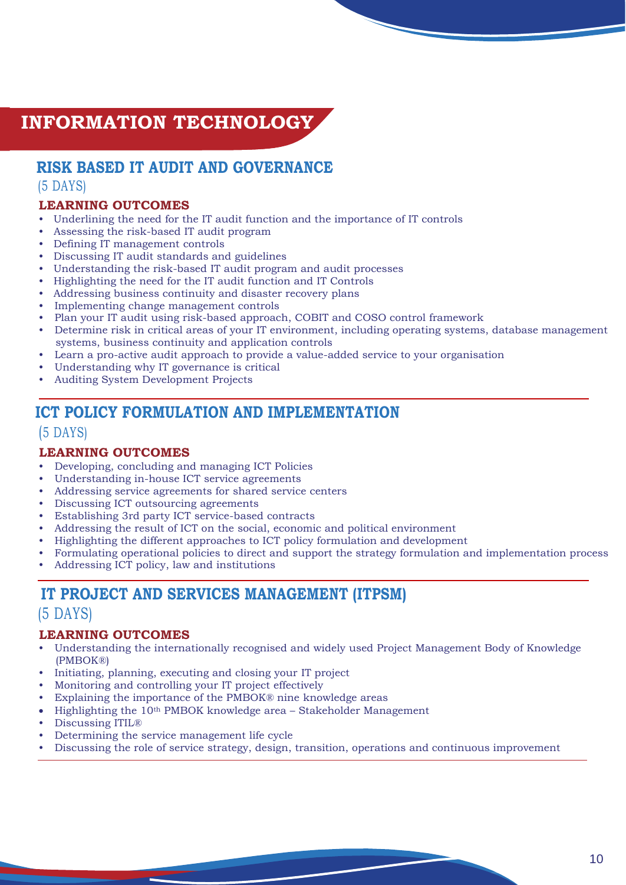# INFORMATION TECHNOLOGY

## RISK BASED IT AUDIT AND GOVERNANCE

(5 DAYS)

### LEARNING OUTCOMES

- Underlining the need for the IT audit function and the importance of IT controls
- Assessing the risk-based IT audit program
- Defining IT management controls
- Discussing IT audit standards and guidelines
- Understanding the risk-based IT audit program and audit processes
- Highlighting the need for the IT audit function and IT Controls
- Addressing business continuity and disaster recovery plans
- Implementing change management controls
- Plan your IT audit using risk-based approach, COBIT and COSO control framework
- Determine risk in critical areas of your IT environment, including operating systems, database management systems, business continuity and application controls
- Learn a pro-active audit approach to provide a value-added service to your organisation
- Understanding why IT governance is critical
- Auditing System Development Projects

## ICT POLICY FORMULATION AND IMPLEMENTATION

(5 DAYS)

### LEARNING OUTCOMES

- Developing, concluding and managing ICT Policies
- Understanding in-house ICT service agreements
- Addressing service agreements for shared service centers
- Discussing ICT outsourcing agreements
- Establishing 3rd party ICT service-based contracts
- Addressing the result of ICT on the social, economic and political environment
- Highlighting the different approaches to ICT policy formulation and development
- Formulating operational policies to direct and support the strategy formulation and implementation process
- Addressing ICT policy, law and institutions

## IT PROJECT AND SERVICES MANAGEMENT (ITPSM)

(5 DAYS)

### LEARNING OUTCOMES

- Understanding the internationally recognised and widely used Project Management Body of Knowledge (PMBOK®)
- Initiating, planning, executing and closing your IT project
- Monitoring and controlling your IT project effectively
- Explaining the importance of the PMBOK® nine knowledge areas
- Highlighting the 10th PMBOK knowledge area – Stakeholder Management
- Discussing ITIL®
- Determining the service management life cycle
- Discussing the role of service strategy, design, transition, operations and continuous improvement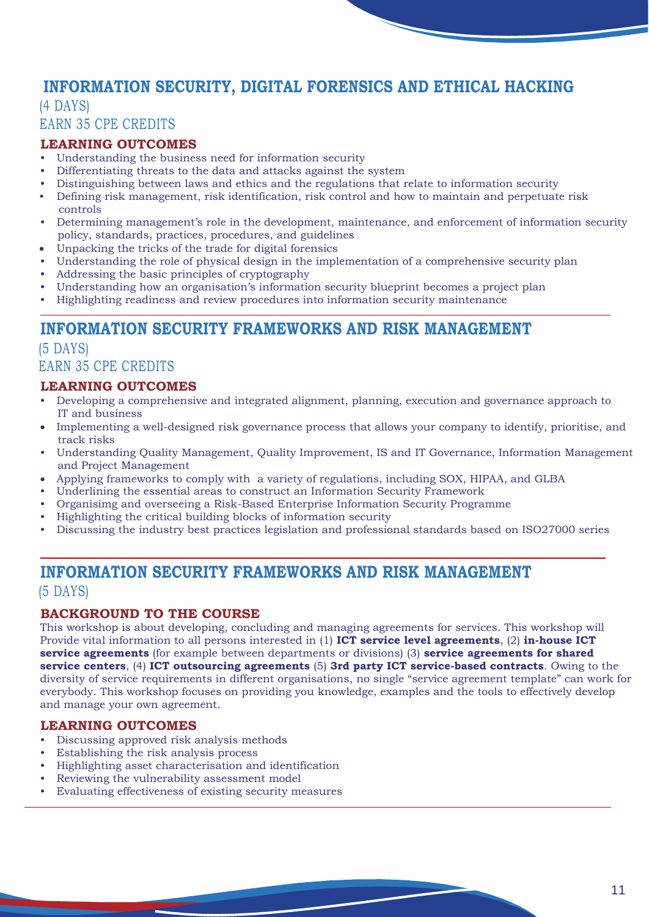## INFORMATION SECURITY, DIGITAL FORENSICS AND ETHICAL HACKING

(4 DAYS)

EARN 35 CPE CREDITS

### LEARNING OUTCOMES

- Understanding the business need for information security
- Differentiating threats to the data and attacks against the system
- Distinguishing between laws and ethics and the regulations that relate to information security
- Defining risk management, risk identification, risk control and how to maintain and perpetuate risk controls
- Determining management's role in the development, maintenance, and enforcement of information security policy, standards, practices, procedures, and guidelines
- Unpacking the tricks of the trade for digital forensics
- Understanding the role of physical design in the implementation of a comprehensive security plan
- Addressing the basic principles of cryptography
- Understanding how an organisation's information security blueprint becomes a project plan
- Highlighting readiness and review procedures into information security maintenance

## INFORMATION SECURITY FRAMEWORKS AND RISK MANAGEMENT

(5 DAYS)

EARN 35 CPE CREDITS

### LEARNING OUTCOMES

- Developing a comprehensive and integrated alignment, planning, execution and governance approach to IT and business
- Implementing a well-designed risk governance process that allows your company to identify, prioritise, and track risks
- Understanding Quality Management, Quality Improvement, IS and IT Governance, Information Management and Project Management
- Applying frameworks to comply with a variety of regulations, including SOX, HIPAA, and GLBA
- Underlining the essential areas to construct an Information Security Framework
- Organisimg and overseeing a Risk-Based Enterprise Information Security Programme
- Highlighting the critical building blocks of information security
- Discussing the industry best practices legislation and professional standards based on ISO27000 series

## INFORMATION SECURITY FRAMEWORKS AND RISK MANAGEMENT

(5 DAYS)

### BACKGROUND TO THE COURSE

This workshop is about developing, concluding and managing agreements for services. This workshop will Provide vital information to all persons interested in (1) **ICT service level agreements**, (2) **in-house ICT service agreements** (for example between departments or divisions) (3) **service agreements for shared service centers**, (4) **ICT outsourcing agreements** (5) **3rd party ICT service-based contracts**. Owing to the diversity of service requirements in different organisations, no single "service agreement template" can work for everybody. This workshop focuses on providing you knowledge, examples and the tools to effectively develop and manage your own agreement.

### LEARNING OUTCOMES

- Discussing approved risk analysis methods
- Establishing the risk analysis process
- Highlighting asset characterisation and identification
- Reviewing the vulnerability assessment model
- Evaluating effectiveness of existing security measures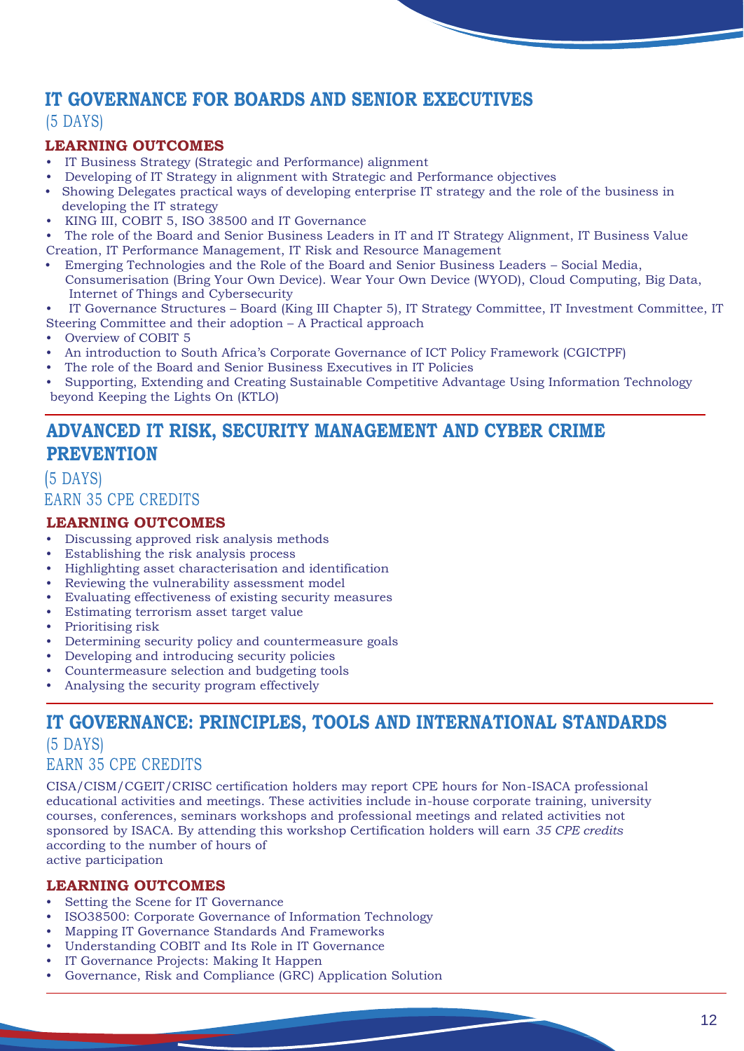## IT GOVERNANCE FOR BOARDS AND SENIOR EXECUTIVES

(5 DAYS)

### LEARNING OUTCOMES

- IT Business Strategy (Strategic and Performance) alignment
- Developing of IT Strategy in alignment with Strategic and Performance objectives
- Showing Delegates practical ways of developing enterprise IT strategy and the role of the business in developing the IT strategy
- KING III, COBIT 5, ISO 38500 and IT Governance
- The role of the Board and Senior Business Leaders in IT and IT Strategy Alignment, IT Business Value Creation, IT Performance Management, IT Risk and Resource Management
- Emerging Technologies and the Role of the Board and Senior Business Leaders – Social Media, Consumerisation (Bring Your Own Device). Wear Your Own Device (WYOD), Cloud Computing, Big Data, Internet of Things and Cybersecurity
- IT Governance Structures – Board (King III Chapter 5), IT Strategy Committee, IT Investment Committee, IT Steering Committee and their adoption – A Practical approach
- Overview of COBIT 5
- An introduction to South Africa's Corporate Governance of ICT Policy Framework (CGICTPF)
- The role of the Board and Senior Business Executives in IT Policies
- Supporting, Extending and Creating Sustainable Competitive Advantage Using Information Technology beyond Keeping the Lights On (KTLO)

## ADVANCED IT RISK, SECURITY MANAGEMENT AND CYBER CRIME PREVENTION

(5 DAYS)

EARN 35 CPE CREDITS

### LEARNING OUTCOMES

- Discussing approved risk analysis methods
- Establishing the risk analysis process
- Highlighting asset characterisation and identification
- Reviewing the vulnerability assessment model
- Evaluating effectiveness of existing security measures
- Estimating terrorism asset target value
- Prioritising risk
- Determining security policy and countermeasure goals
- Developing and introducing security policies
- Countermeasure selection and budgeting tools
- Analysing the security program effectively

## IT GOVERNANCE: PRINCIPLES, TOOLS AND INTERNATIONAL STANDARDS

(5 DAYS)

EARN 35 CPE CREDITS

CISA/CISM/CGEIT/CRISC certification holders may report CPE hours for Non-ISACA professional educational activities and meetings. These activities include in-house corporate training, university courses, conferences, seminars workshops and professional meetings and related activities not sponsored by ISACA. By attending this workshop Certification holders will earn *35 CPE credits* according to the number of hours of active participation

### LEARNING OUTCOMES

- Setting the Scene for IT Governance
- ISO38500: Corporate Governance of Information Technology
- Mapping IT Governance Standards And Frameworks
- Understanding COBIT and Its Role in IT Governance
- IT Governance Projects: Making It Happen
- Governance, Risk and Compliance (GRC) Application Solution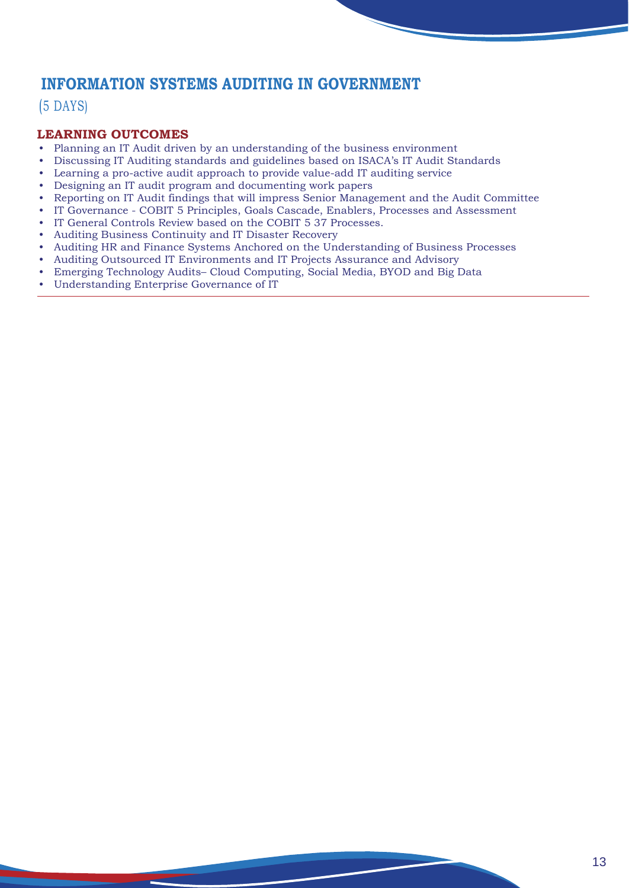## INFORMATION SYSTEMS AUDITING IN GOVERNMENT

(5 DAYS)

### LEARNING OUTCOMES

- Planning an IT Audit driven by an understanding of the business environment
- Discussing IT Auditing standards and guidelines based on ISACA's IT Audit Standards
- Learning a pro-active audit approach to provide value-add IT auditing service
- Designing an IT audit program and documenting work papers
- Reporting on IT Audit findings that will impress Senior Management and the Audit Committee
- IT Governance - COBIT 5 Principles, Goals Cascade, Enablers, Processes and Assessment
- IT General Controls Review based on the COBIT 5 37 Processes.
- Auditing Business Continuity and IT Disaster Recovery
- Auditing HR and Finance Systems Anchored on the Understanding of Business Processes
- Auditing Outsourced IT Environments and IT Projects Assurance and Advisory
- Emerging Technology Audits– Cloud Computing, Social Media, BYOD and Big Data
- Understanding Enterprise Governance of IT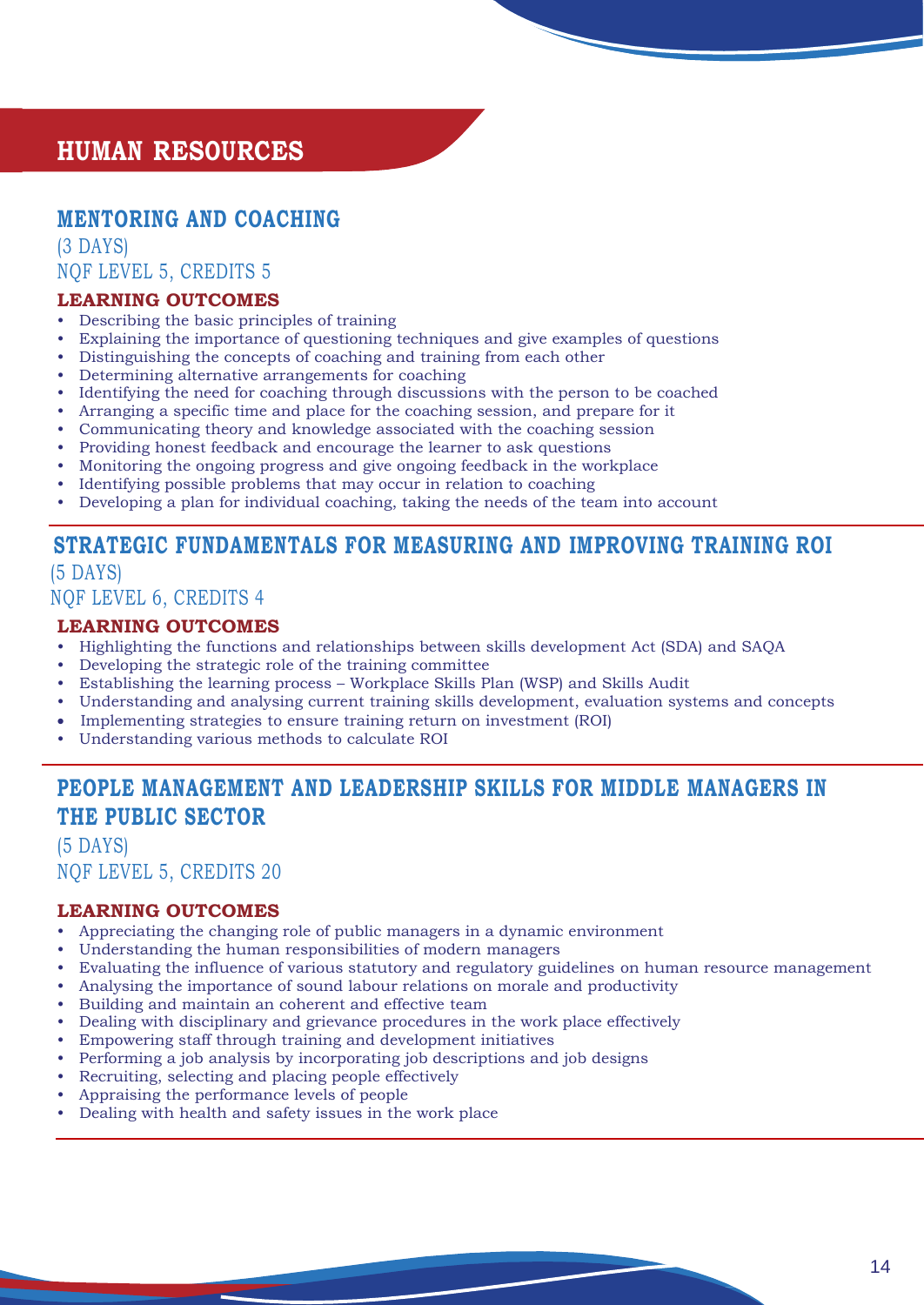# HUMAN RESOURCES

## MENTORING AND COACHING

(3 DAYS)
NQF LEVEL 5, CREDITS 5

### LEARNING OUTCOMES

- Describing the basic principles of training
- Explaining the importance of questioning techniques and give examples of questions
- Distinguishing the concepts of coaching and training from each other
- Determining alternative arrangements for coaching
- Identifying the need for coaching through discussions with the person to be coached
- Arranging a specific time and place for the coaching session, and prepare for it
- Communicating theory and knowledge associated with the coaching session
- Providing honest feedback and encourage the learner to ask questions
- Monitoring the ongoing progress and give ongoing feedback in the workplace
- Identifying possible problems that may occur in relation to coaching
- Developing a plan for individual coaching, taking the needs of the team into account

## STRATEGIC FUNDAMENTALS FOR MEASURING AND IMPROVING TRAINING ROI

(5 DAYS)
NQF LEVEL 6, CREDITS 4

### LEARNING OUTCOMES

- Highlighting the functions and relationships between skills development Act (SDA) and SAQA
- Developing the strategic role of the training committee
- Establishing the learning process – Workplace Skills Plan (WSP) and Skills Audit
- Understanding and analysing current training skills development, evaluation systems and concepts
- Implementing strategies to ensure training return on investment (ROI)
- Understanding various methods to calculate ROI

## PEOPLE MANAGEMENT AND LEADERSHIP SKILLS FOR MIDDLE MANAGERS IN THE PUBLIC SECTOR

(5 DAYS)
NQF LEVEL 5, CREDITS 20

### LEARNING OUTCOMES

- Appreciating the changing role of public managers in a dynamic environment
- Understanding the human responsibilities of modern managers
- Evaluating the influence of various statutory and regulatory guidelines on human resource management
- Analysing the importance of sound labour relations on morale and productivity
- Building and maintain an coherent and effective team
- Dealing with disciplinary and grievance procedures in the work place effectively
- Empowering staff through training and development initiatives
- Performing a job analysis by incorporating job descriptions and job designs
- Recruiting, selecting and placing people effectively
- Appraising the performance levels of people
- Dealing with health and safety issues in the work place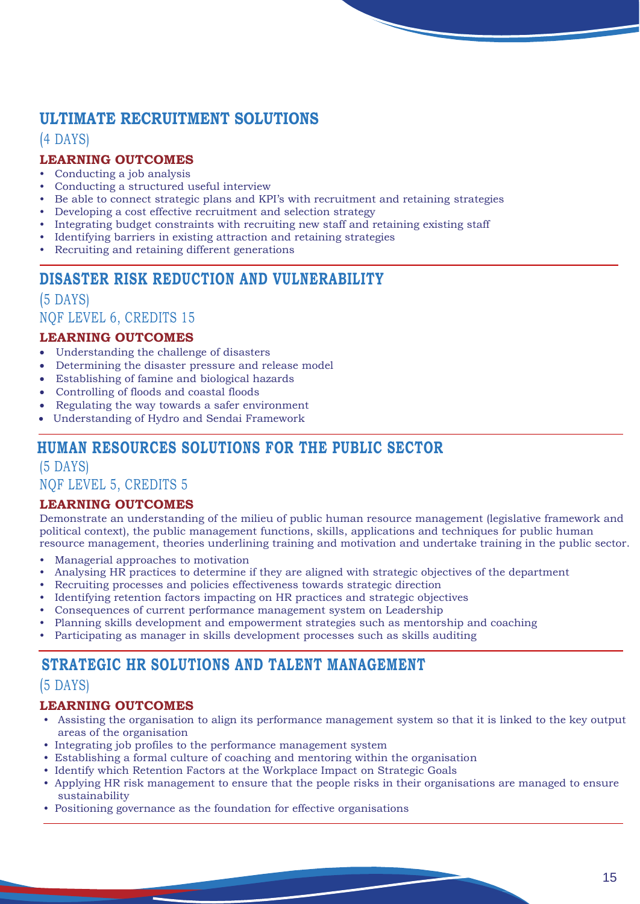## ULTIMATE RECRUITMENT SOLUTIONS

(4 DAYS)

### LEARNING OUTCOMES

- Conducting a job analysis
- Conducting a structured useful interview
- Be able to connect strategic plans and KPI's with recruitment and retaining strategies
- Developing a cost effective recruitment and selection strategy
- Integrating budget constraints with recruiting new staff and retaining existing staff
- Identifying barriers in existing attraction and retaining strategies
- Recruiting and retaining different generations

## DISASTER RISK REDUCTION AND VULNERABILITY

(5 DAYS)

NQF LEVEL 6, CREDITS 15

### LEARNING OUTCOMES

- Understanding the challenge of disasters
- Determining the disaster pressure and release model
- Establishing of famine and biological hazards
- Controlling of floods and coastal floods
- Regulating the way towards a safer environment
- Understanding of Hydro and Sendai Framework

## HUMAN RESOURCES SOLUTIONS FOR THE PUBLIC SECTOR

(5 DAYS)

NQF LEVEL 5, CREDITS 5

### LEARNING OUTCOMES

Demonstrate an understanding of the milieu of public human resource management (legislative framework and political context), the public management functions, skills, applications and techniques for public human resource management, theories underlining training and motivation and undertake training in the public sector.

- Managerial approaches to motivation
- Analysing HR practices to determine if they are aligned with strategic objectives of the department
- Recruiting processes and policies effectiveness towards strategic direction
- Identifying retention factors impacting on HR practices and strategic objectives
- Consequences of current performance management system on Leadership
- Planning skills development and empowerment strategies such as mentorship and coaching
- Participating as manager in skills development processes such as skills auditing

## STRATEGIC HR SOLUTIONS AND TALENT MANAGEMENT

(5 DAYS)

### LEARNING OUTCOMES

- Assisting the organisation to align its performance management system so that it is linked to the key output areas of the organisation
- Integrating job profiles to the performance management system
- Establishing a formal culture of coaching and mentoring within the organisation
- Identify which Retention Factors at the Workplace Impact on Strategic Goals
- Applying HR risk management to ensure that the people risks in their organisations are managed to ensure sustainability
- Positioning governance as the foundation for effective organisations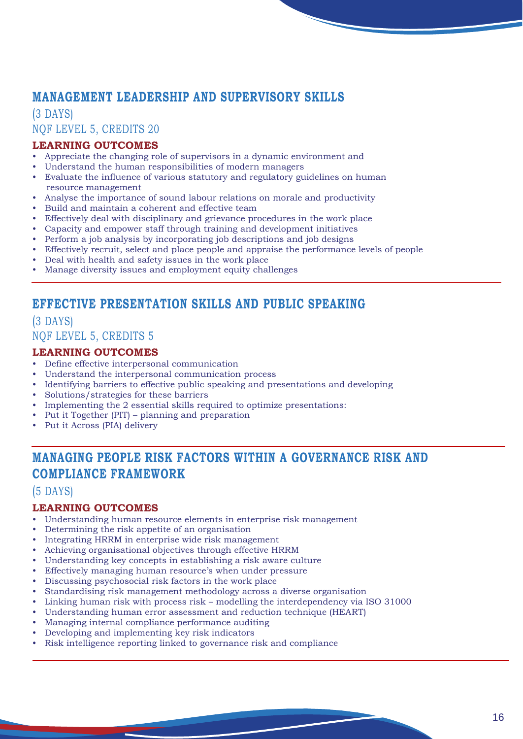## MANAGEMENT LEADERSHIP AND SUPERVISORY SKILLS

(3 DAYS)

NQF LEVEL 5, CREDITS 20

**LEARNING OUTCOMES**

- Appreciate the changing role of supervisors in a dynamic environment and
- Understand the human responsibilities of modern managers
- Evaluate the influence of various statutory and regulatory guidelines on human resource management
- Analyse the importance of sound labour relations on morale and productivity
- Build and maintain a coherent and effective team
- Effectively deal with disciplinary and grievance procedures in the work place
- Capacity and empower staff through training and development initiatives
- Perform a job analysis by incorporating job descriptions and job designs
- Effectively recruit, select and place people and appraise the performance levels of people
- Deal with health and safety issues in the work place
- Manage diversity issues and employment equity challenges

## EFFECTIVE PRESENTATION SKILLS AND PUBLIC SPEAKING

(3 DAYS)

NQF LEVEL 5, CREDITS 5

**LEARNING OUTCOMES**

- Define effective interpersonal communication
- Understand the interpersonal communication process
- Identifying barriers to effective public speaking and presentations and developing
- Solutions/strategies for these barriers
- Implementing the 2 essential skills required to optimize presentations:
- Put it Together (PIT) – planning and preparation
- Put it Across (PIA) delivery

## MANAGING PEOPLE RISK FACTORS WITHIN A GOVERNANCE RISK AND COMPLIANCE FRAMEWORK

(5 DAYS)

**LEARNING OUTCOMES**

- Understanding human resource elements in enterprise risk management
- Determining the risk appetite of an organisation
- Integrating HRRM in enterprise wide risk management
- Achieving organisational objectives through effective HRRM
- Understanding key concepts in establishing a risk aware culture
- Effectively managing human resource's when under pressure
- Discussing psychosocial risk factors in the work place
- Standardising risk management methodology across a diverse organisation
- Linking human risk with process risk – modelling the interdependency via ISO 31000
- Understanding human error assessment and reduction technique (HEART)
- Managing internal compliance performance auditing
- Developing and implementing key risk indicators
- Risk intelligence reporting linked to governance risk and compliance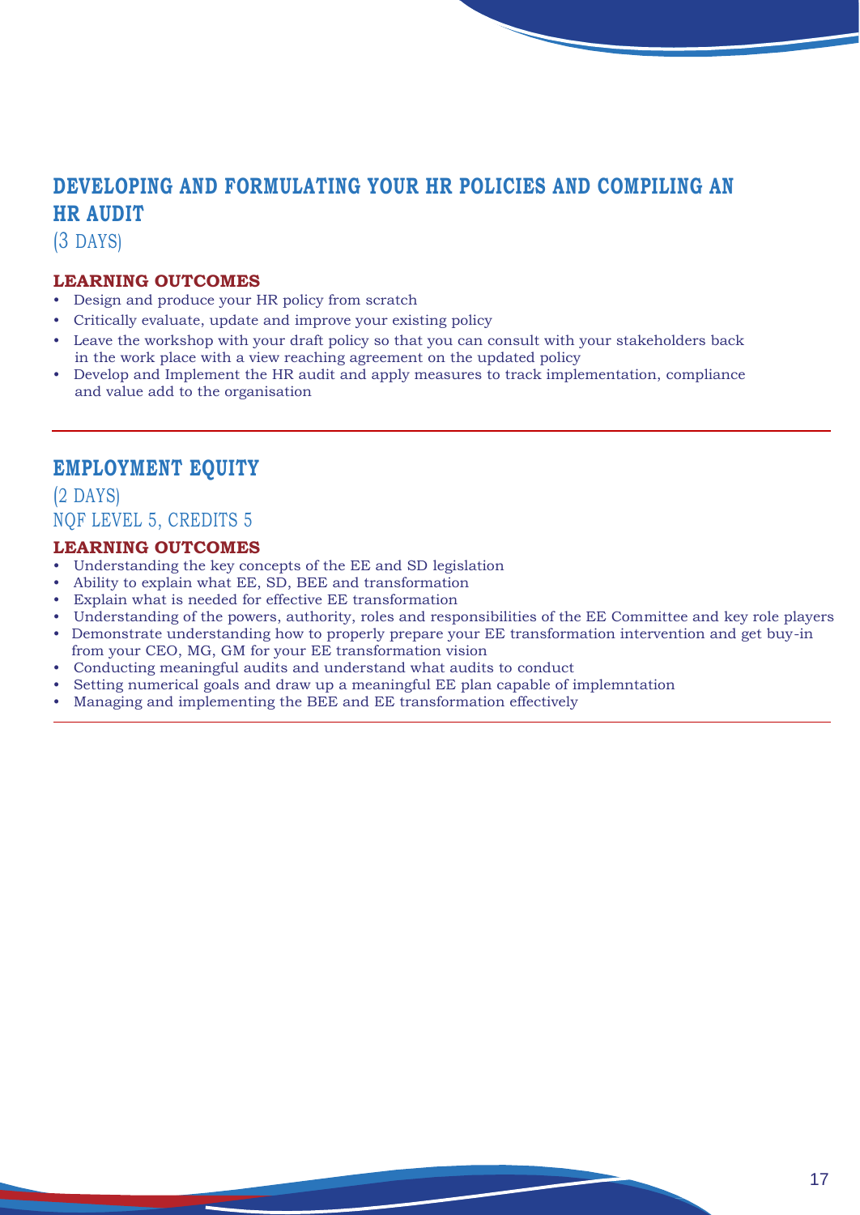## DEVELOPING AND FORMULATING YOUR HR POLICIES AND COMPILING AN HR AUDIT

(3 DAYS)

### LEARNING OUTCOMES

- Design and produce your HR policy from scratch
- Critically evaluate, update and improve your existing policy
- Leave the workshop with your draft policy so that you can consult with your stakeholders back in the work place with a view reaching agreement on the updated policy
- Develop and Implement the HR audit and apply measures to track implementation, compliance and value add to the organisation

---

## EMPLOYMENT EQUITY

(2 DAYS)

NQF LEVEL 5, CREDITS 5

### LEARNING OUTCOMES

- Understanding the key concepts of the EE and SD legislation
- Ability to explain what EE, SD, BEE and transformation
- Explain what is needed for effective EE transformation
- Understanding of the powers, authority, roles and responsibilities of the EE Committee and key role players
- Demonstrate understanding how to properly prepare your EE transformation intervention and get buy-in from your CEO, MG, GM for your EE transformation vision
- Conducting meaningful audits and understand what audits to conduct
- Setting numerical goals and draw up a meaningful EE plan capable of implemntation
- Managing and implementing the BEE and EE transformation effectively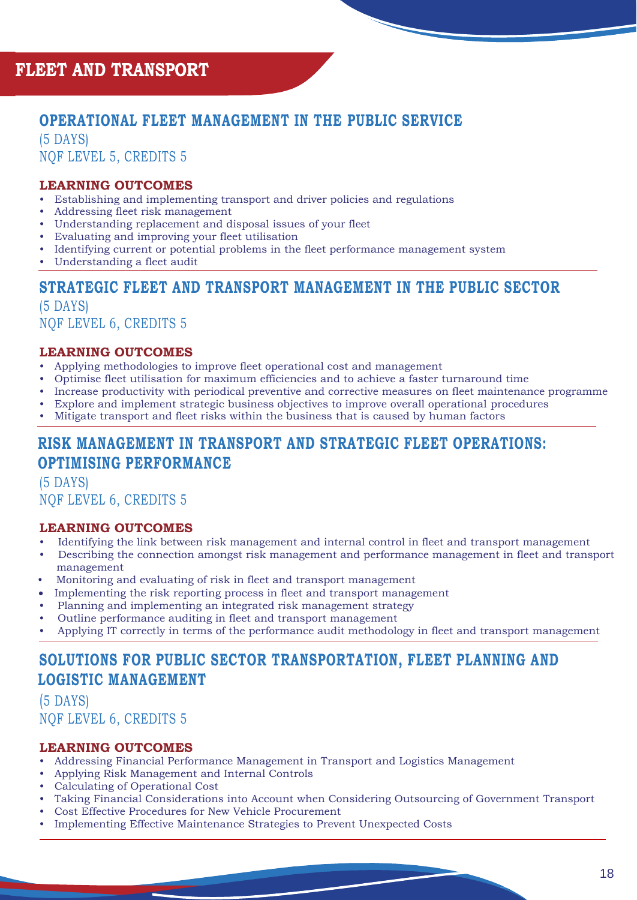# FLEET AND TRANSPORT

## OPERATIONAL FLEET MANAGEMENT IN THE PUBLIC SERVICE

(5 DAYS)
NQF LEVEL 5, CREDITS 5

**LEARNING OUTCOMES**

- Establishing and implementing transport and driver policies and regulations
- Addressing fleet risk management
- Understanding replacement and disposal issues of your fleet
- Evaluating and improving your fleet utilisation
- Identifying current or potential problems in the fleet performance management system
- Understanding a fleet audit

## STRATEGIC FLEET AND TRANSPORT MANAGEMENT IN THE PUBLIC SECTOR

(5 DAYS)
NQF LEVEL 6, CREDITS 5

**LEARNING OUTCOMES**

- Applying methodologies to improve fleet operational cost and management
- Optimise fleet utilisation for maximum efficiencies and to achieve a faster turnaround time
- Increase productivity with periodical preventive and corrective measures on fleet maintenance programme
- Explore and implement strategic business objectives to improve overall operational procedures
- Mitigate transport and fleet risks within the business that is caused by human factors

## RISK MANAGEMENT IN TRANSPORT AND STRATEGIC FLEET OPERATIONS: OPTIMISING PERFORMANCE

(5 DAYS)
NQF LEVEL 6, CREDITS 5

**LEARNING OUTCOMES**

- Identifying the link between risk management and internal control in fleet and transport management
- Describing the connection amongst risk management and performance management in fleet and transport management
- Monitoring and evaluating of risk in fleet and transport management
- Implementing the risk reporting process in fleet and transport management
- Planning and implementing an integrated risk management strategy
- Outline performance auditing in fleet and transport management
- Applying IT correctly in terms of the performance audit methodology in fleet and transport management

## SOLUTIONS FOR PUBLIC SECTOR TRANSPORTATION, FLEET PLANNING AND LOGISTIC MANAGEMENT

(5 DAYS)
NQF LEVEL 6, CREDITS 5

**LEARNING OUTCOMES**

- Addressing Financial Performance Management in Transport and Logistics Management
- Applying Risk Management and Internal Controls
- Calculating of Operational Cost
- Taking Financial Considerations into Account when Considering Outsourcing of Government Transport
- Cost Effective Procedures for New Vehicle Procurement
- Implementing Effective Maintenance Strategies to Prevent Unexpected Costs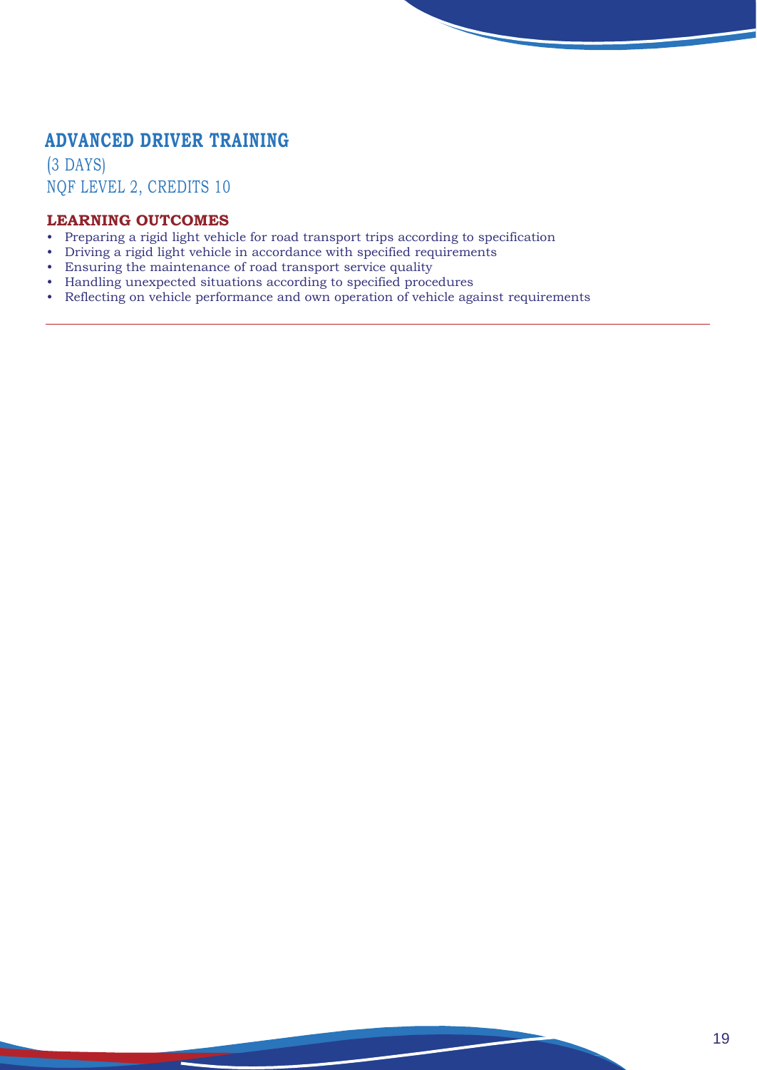## ADVANCED DRIVER TRAINING

(3 DAYS)
NQF LEVEL 2, CREDITS 10

### LEARNING OUTCOMES

- Preparing a rigid light vehicle for road transport trips according to specification
- Driving a rigid light vehicle in accordance with specified requirements
- Ensuring the maintenance of road transport service quality
- Handling unexpected situations according to specified procedures
- Reflecting on vehicle performance and own operation of vehicle against requirements

---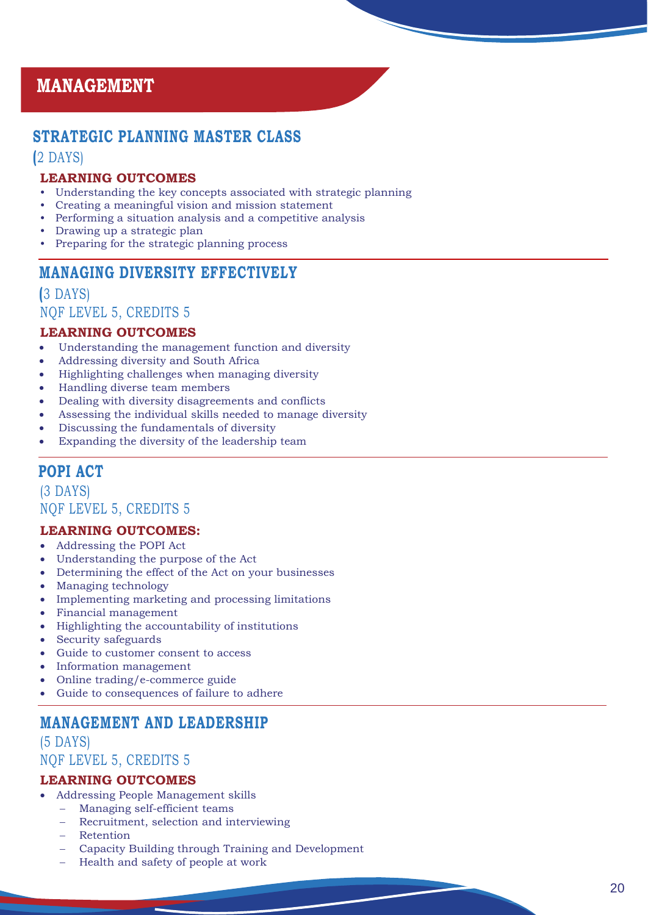# MANAGEMENT

## STRATEGIC PLANNING MASTER CLASS

(2 DAYS)

**LEARNING OUTCOMES**

- Understanding the key concepts associated with strategic planning
- Creating a meaningful vision and mission statement
- Performing a situation analysis and a competitive analysis
- Drawing up a strategic plan
- Preparing for the strategic planning process

## MANAGING DIVERSITY EFFECTIVELY

(3 DAYS)

NQF LEVEL 5, CREDITS 5

**LEARNING OUTCOMES**

- Understanding the management function and diversity
- Addressing diversity and South Africa
- Highlighting challenges when managing diversity
- Handling diverse team members
- Dealing with diversity disagreements and conflicts
- Assessing the individual skills needed to manage diversity
- Discussing the fundamentals of diversity
- Expanding the diversity of the leadership team

## POPI ACT

(3 DAYS)

NQF LEVEL 5, CREDITS 5

**LEARNING OUTCOMES:**

- Addressing the POPI Act
- Understanding the purpose of the Act
- Determining the effect of the Act on your businesses
- Managing technology
- Implementing marketing and processing limitations
- Financial management
- Highlighting the accountability of institutions
- Security safeguards
- Guide to customer consent to access
- Information management
- Online trading/e-commerce guide
- Guide to consequences of failure to adhere

## MANAGEMENT AND LEADERSHIP

(5 DAYS)

NQF LEVEL 5, CREDITS 5

**LEARNING OUTCOMES**

- Addressing People Management skills
  - Managing self-efficient teams
  - Recruitment, selection and interviewing
  - Retention
  - Capacity Building through Training and Development
  - Health and safety of people at work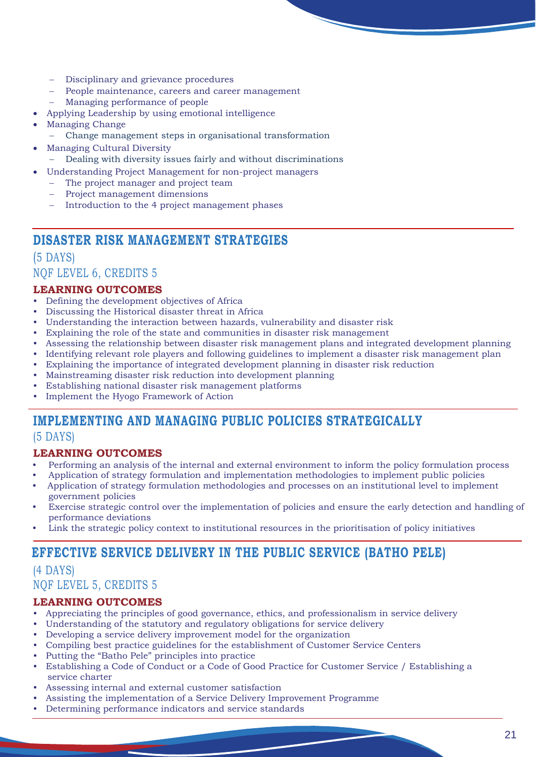- Disciplinary and grievance procedures
  - People maintenance, careers and career management
  - Managing performance of people
- Applying Leadership by using emotional intelligence
- Managing Change
  - Change management steps in organisational transformation
- Managing Cultural Diversity
  - Dealing with diversity issues fairly and without discriminations
- Understanding Project Management for non-project managers
  - The project manager and project team
  - Project management dimensions
  - Introduction to the 4 project management phases

## DISASTER RISK MANAGEMENT STRATEGIES

(5 DAYS)

NQF LEVEL 6, CREDITS 5

**LEARNING OUTCOMES**

- Defining the development objectives of Africa
- Discussing the Historical disaster threat in Africa
- Understanding the interaction between hazards, vulnerability and disaster risk
- Explaining the role of the state and communities in disaster risk management
- Assessing the relationship between disaster risk management plans and integrated development planning
- Identifying relevant role players and following guidelines to implement a disaster risk management plan
- Explaining the importance of integrated development planning in disaster risk reduction
- Mainstreaming disaster risk reduction into development planning
- Establishing national disaster risk management platforms
- Implement the Hyogo Framework of Action

## IMPLEMENTING AND MANAGING PUBLIC POLICIES STRATEGICALLY

(5 DAYS)

**LEARNING OUTCOMES**

- Performing an analysis of the internal and external environment to inform the policy formulation process
- Application of strategy formulation and implementation methodologies to implement public policies
- Application of strategy formulation methodologies and processes on an institutional level to implement government policies
- Exercise strategic control over the implementation of policies and ensure the early detection and handling of performance deviations
- Link the strategic policy context to institutional resources in the prioritisation of policy initiatives

## EFFECTIVE SERVICE DELIVERY IN THE PUBLIC SERVICE (BATHO PELE)

(4 DAYS)

NQF LEVEL 5, CREDITS 5

**LEARNING OUTCOMES**

- Appreciating the principles of good governance, ethics, and professionalism in service delivery
- Understanding of the statutory and regulatory obligations for service delivery
- Developing a service delivery improvement model for the organization
- Compiling best practice guidelines for the establishment of Customer Service Centers
- Putting the "Batho Pele" principles into practice
- Establishing a Code of Conduct or a Code of Good Practice for Customer Service / Establishing a service charter
- Assessing internal and external customer satisfaction
- Assisting the implementation of a Service Delivery Improvement Programme
- Determining performance indicators and service standards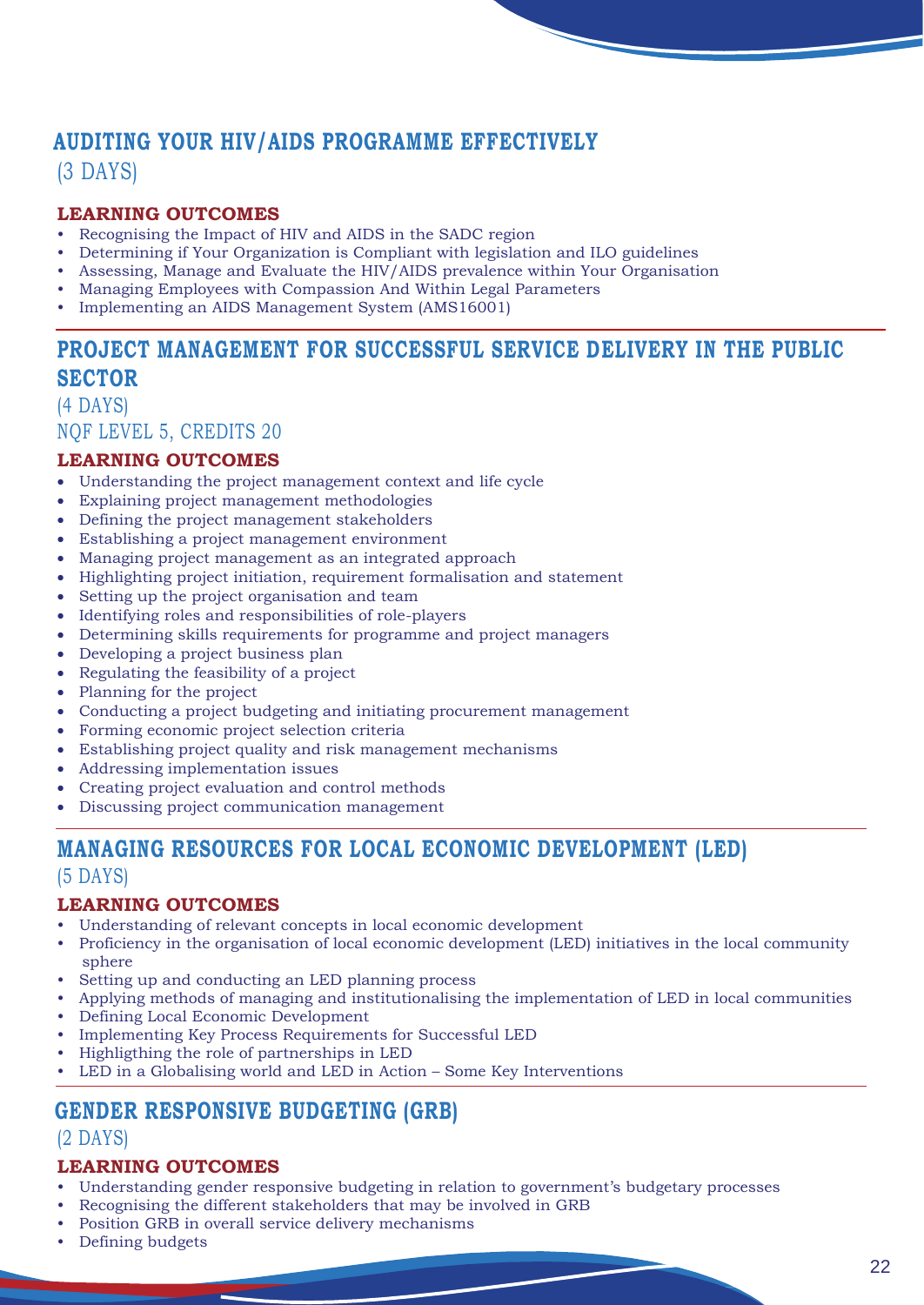## AUDITING YOUR HIV/AIDS PROGRAMME EFFECTIVELY

(3 DAYS)

**LEARNING OUTCOMES**

- Recognising the Impact of HIV and AIDS in the SADC region
- Determining if Your Organization is Compliant with legislation and ILO guidelines
- Assessing, Manage and Evaluate the HIV/AIDS prevalence within Your Organisation
- Managing Employees with Compassion And Within Legal Parameters
- Implementing an AIDS Management System (AMS16001)

## PROJECT MANAGEMENT FOR SUCCESSFUL SERVICE DELIVERY IN THE PUBLIC SECTOR

(4 DAYS)

NQF LEVEL 5, CREDITS 20

**LEARNING OUTCOMES**

- Understanding the project management context and life cycle
- Explaining project management methodologies
- Defining the project management stakeholders
- Establishing a project management environment
- Managing project management as an integrated approach
- Highlighting project initiation, requirement formalisation and statement
- Setting up the project organisation and team
- Identifying roles and responsibilities of role-players
- Determining skills requirements for programme and project managers
- Developing a project business plan
- Regulating the feasibility of a project
- Planning for the project
- Conducting a project budgeting and initiating procurement management
- Forming economic project selection criteria
- Establishing project quality and risk management mechanisms
- Addressing implementation issues
- Creating project evaluation and control methods
- Discussing project communication management

## MANAGING RESOURCES FOR LOCAL ECONOMIC DEVELOPMENT (LED)

(5 DAYS)

**LEARNING OUTCOMES**

- Understanding of relevant concepts in local economic development
- Proficiency in the organisation of local economic development (LED) initiatives in the local community sphere
- Setting up and conducting an LED planning process
- Applying methods of managing and institutionalising the implementation of LED in local communities
- Defining Local Economic Development
- Implementing Key Process Requirements for Successful LED
- Higligthing the role of partnerships in LED
- LED in a Globalising world and LED in Action – Some Key Interventions

## GENDER RESPONSIVE BUDGETING (GRB)

(2 DAYS)

**LEARNING OUTCOMES**

- Understanding gender responsive budgeting in relation to government's budgetary processes
- Recognising the different stakeholders that may be involved in GRB
- Position GRB in overall service delivery mechanisms
- Defining budgets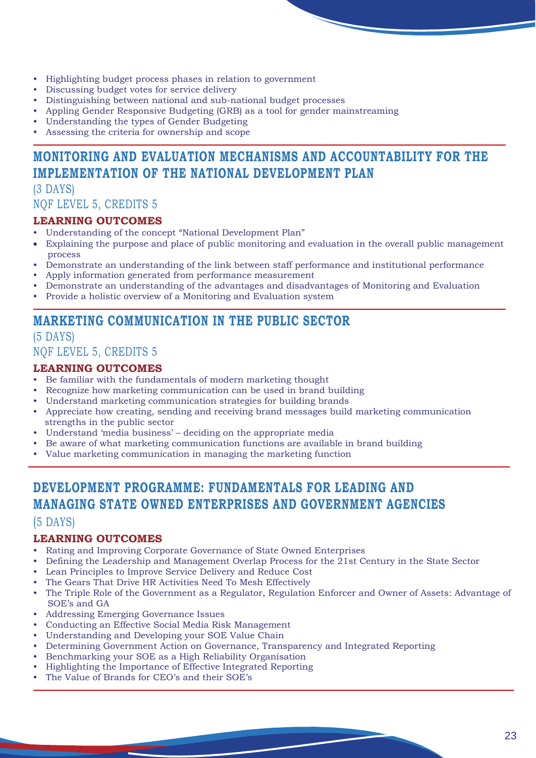- Highlighting budget process phases in relation to government
- Discussing budget votes for service delivery
- Distinguishing between national and sub-national budget processes
- Appling Gender Responsive Budgeting (GRB) as a tool for gender mainstreaming
- Understanding the types of Gender Budgeting
- Assessing the criteria for ownership and scope

## MONITORING AND EVALUATION MECHANISMS AND ACCOUNTABILITY FOR THE IMPLEMENTATION OF THE NATIONAL DEVELOPMENT PLAN

(3 DAYS)

NQF LEVEL 5, CREDITS 5

**LEARNING OUTCOMES**

- Understanding of the concept "National Development Plan"
- Explaining the purpose and place of public monitoring and evaluation in the overall public management process
- Demonstrate an understanding of the link between staff performance and institutional performance
- Apply information generated from performance measurement
- Demonstrate an understanding of the advantages and disadvantages of Monitoring and Evaluation
- Provide a holistic overview of a Monitoring and Evaluation system

## MARKETING COMMUNICATION IN THE PUBLIC SECTOR

(5 DAYS)

NQF LEVEL 5, CREDITS 5

**LEARNING OUTCOMES**

- Be familiar with the fundamentals of modern marketing thought
- Recognize how marketing communication can be used in brand building
- Understand marketing communication strategies for building brands
- Appreciate how creating, sending and receiving brand messages build marketing communication strengths in the public sector
- Understand 'media business' – deciding on the appropriate media
- Be aware of what marketing communication functions are available in brand building
- Value marketing communication in managing the marketing function

## DEVELOPMENT PROGRAMME: FUNDAMENTALS FOR LEADING AND MANAGING STATE OWNED ENTERPRISES AND GOVERNMENT AGENCIES

(5 DAYS)

**LEARNING OUTCOMES**

- Rating and Improving Corporate Governance of State Owned Enterprises
- Defining the Leadership and Management Overlap Process for the 21st Century in the State Sector
- Lean Principles to Improve Service Delivery and Reduce Cost
- The Gears That Drive HR Activities Need To Mesh Effectively
- The Triple Role of the Government as a Regulator, Regulation Enforcer and Owner of Assets: Advantage of SOE's and GA
- Addressing Emerging Governance Issues
- Conducting an Effective Social Media Risk Management
- Understanding and Developing your SOE Value Chain
- Determining Government Action on Governance, Transparency and Integrated Reporting
- Benchmarking your SOE as a High Reliability Organisation
- Highlighting the Importance of Effective Integrated Reporting
- The Value of Brands for CEO's and their SOE's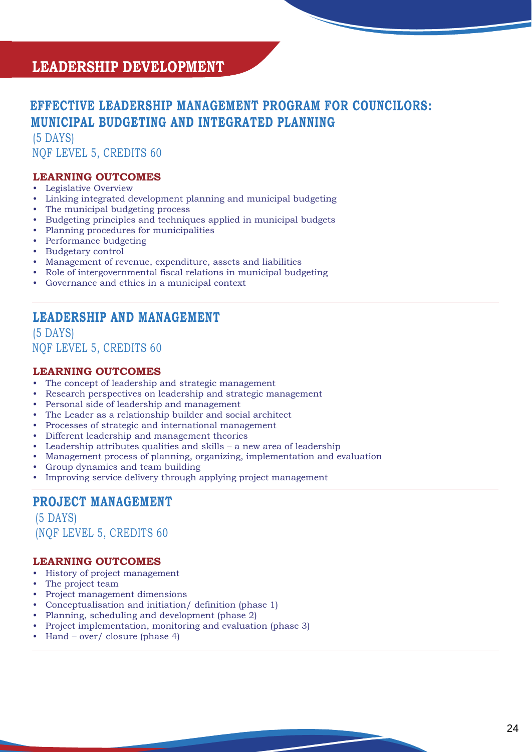# LEADERSHIP DEVELOPMENT

## EFFECTIVE LEADERSHIP MANAGEMENT PROGRAM FOR COUNCILORS: MUNICIPAL BUDGETING AND INTEGRATED PLANNING

(5 DAYS)
NQF LEVEL 5, CREDITS 60

**LEARNING OUTCOMES**

- Legislative Overview
- Linking integrated development planning and municipal budgeting
- The municipal budgeting process
- Budgeting principles and techniques applied in municipal budgets
- Planning procedures for municipalities
- Performance budgeting
- Budgetary control
- Management of revenue, expenditure, assets and liabilities
- Role of intergovernmental fiscal relations in municipal budgeting
- Governance and ethics in a municipal context

---

## LEADERSHIP AND MANAGEMENT

(5 DAYS)
NQF LEVEL 5, CREDITS 60

**LEARNING OUTCOMES**

- The concept of leadership and strategic management
- Research perspectives on leadership and strategic management
- Personal side of leadership and management
- The Leader as a relationship builder and social architect
- Processes of strategic and international management
- Different leadership and management theories
- Leadership attributes qualities and skills – a new area of leadership
- Management process of planning, organizing, implementation and evaluation
- Group dynamics and team building
- Improving service delivery through applying project management

---

## PROJECT MANAGEMENT

(5 DAYS)
(NQF LEVEL 5, CREDITS 60

**LEARNING OUTCOMES**

- History of project management
- The project team
- Project management dimensions
- Conceptualisation and initiation/ definition (phase 1)
- Planning, scheduling and development (phase 2)
- Project implementation, monitoring and evaluation (phase 3)
- Hand – over/ closure (phase 4)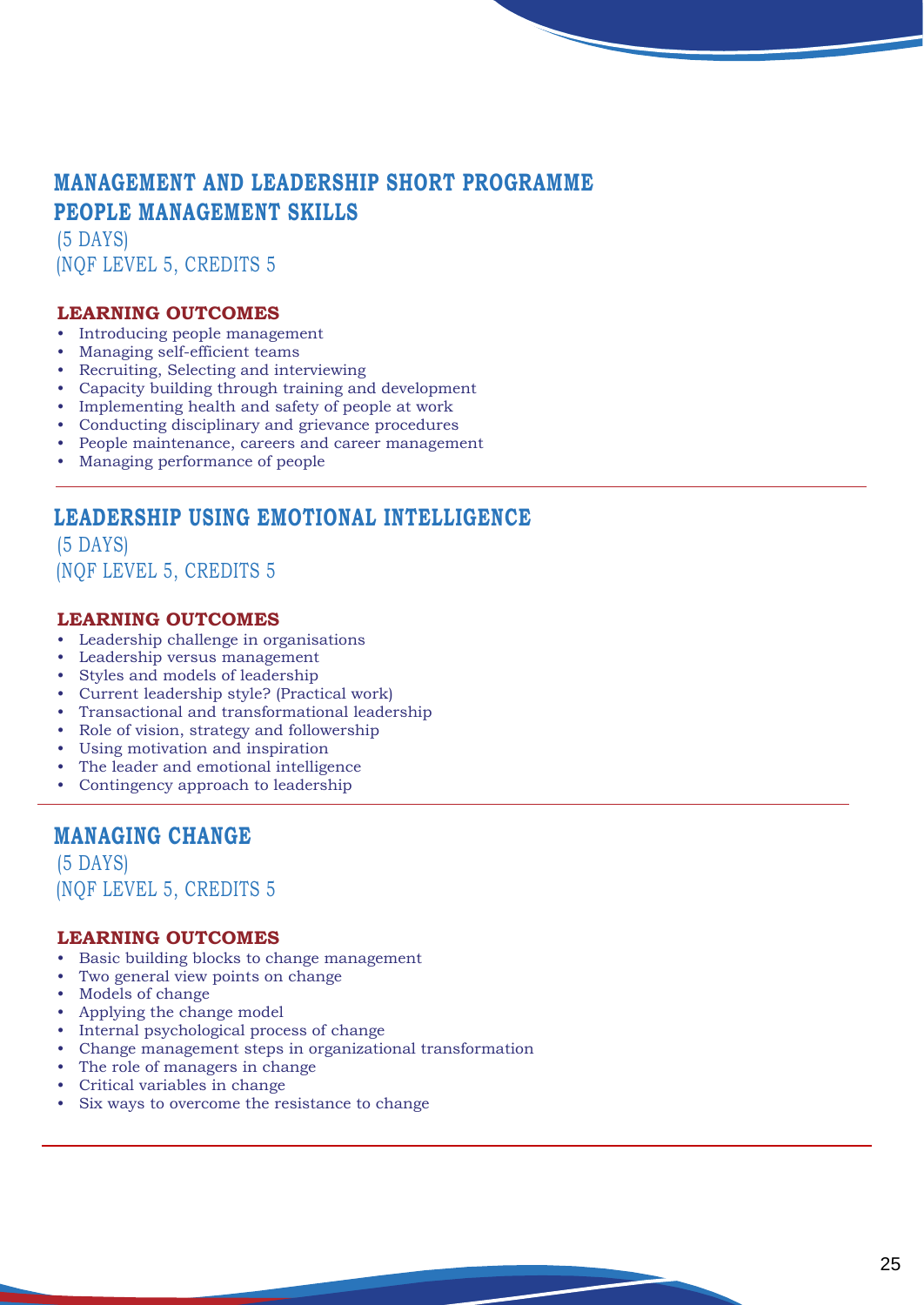# MANAGEMENT AND LEADERSHIP SHORT PROGRAMME

## PEOPLE MANAGEMENT SKILLS

(5 DAYS)
(NQF LEVEL 5, CREDITS 5

### LEARNING OUTCOMES

- Introducing people management
- Managing self-efficient teams
- Recruiting, Selecting and interviewing
- Capacity building through training and development
- Implementing health and safety of people at work
- Conducting disciplinary and grievance procedures
- People maintenance, careers and career management
- Managing performance of people

---

## LEADERSHIP USING EMOTIONAL INTELLIGENCE

(5 DAYS)
(NQF LEVEL 5, CREDITS 5

### LEARNING OUTCOMES

- Leadership challenge in organisations
- Leadership versus management
- Styles and models of leadership
- Current leadership style? (Practical work)
- Transactional and transformational leadership
- Role of vision, strategy and followership
- Using motivation and inspiration
- The leader and emotional intelligence
- Contingency approach to leadership

---

## MANAGING CHANGE

(5 DAYS)
(NQF LEVEL 5, CREDITS 5

### LEARNING OUTCOMES

- Basic building blocks to change management
- Two general view points on change
- Models of change
- Applying the change model
- Internal psychological process of change
- Change management steps in organizational transformation
- The role of managers in change
- Critical variables in change
- Six ways to overcome the resistance to change

---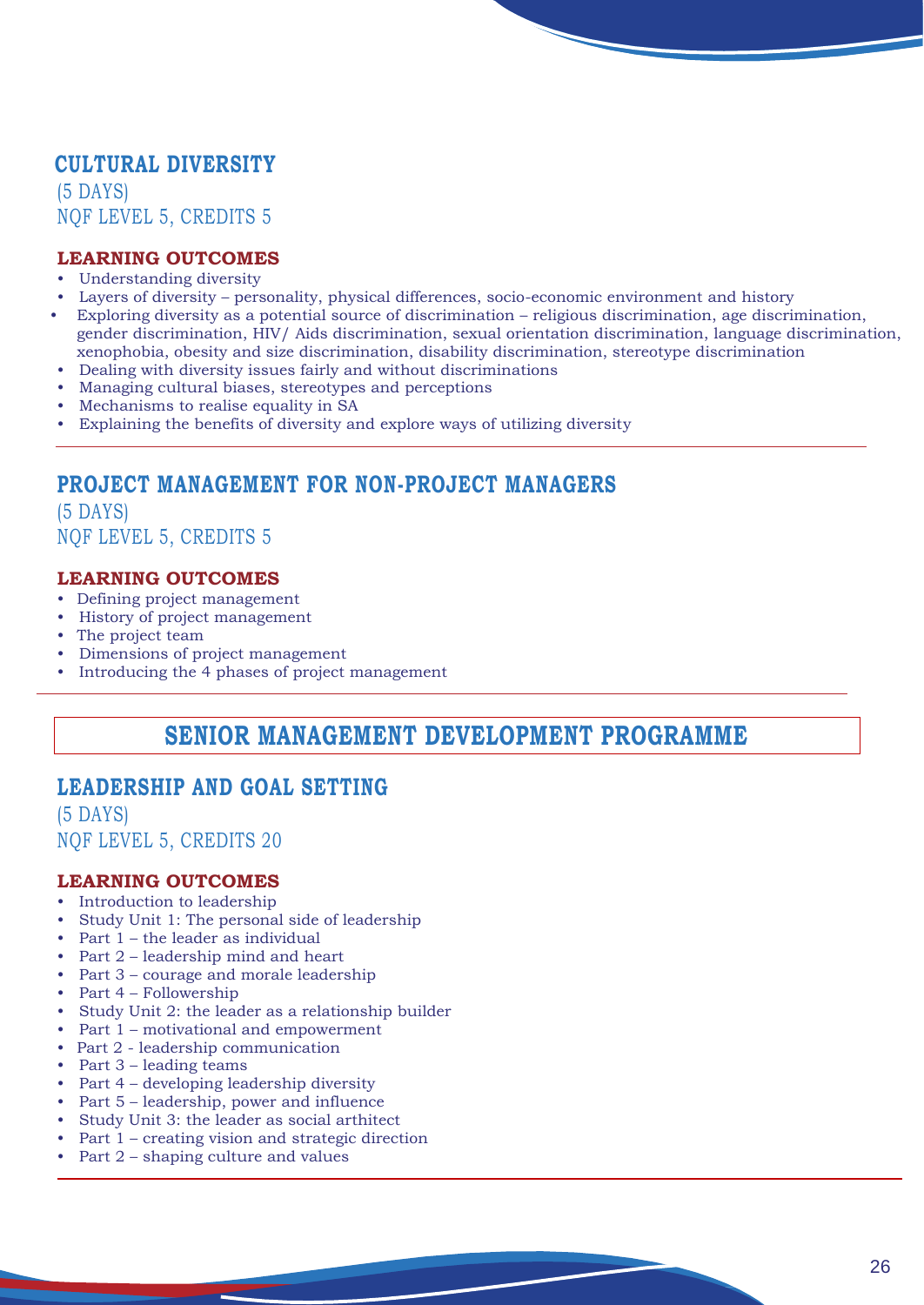## CULTURAL DIVERSITY

(5 DAYS)
NQF LEVEL 5, CREDITS 5

**LEARNING OUTCOMES**

- Understanding diversity
- Layers of diversity – personality, physical differences, socio-economic environment and history
- Exploring diversity as a potential source of discrimination – religious discrimination, age discrimination, gender discrimination, HIV/ Aids discrimination, sexual orientation discrimination, language discrimination, xenophobia, obesity and size discrimination, disability discrimination, stereotype discrimination
- Dealing with diversity issues fairly and without discriminations
- Managing cultural biases, stereotypes and perceptions
- Mechanisms to realise equality in SA
- Explaining the benefits of diversity and explore ways of utilizing diversity

---

## PROJECT MANAGEMENT FOR NON-PROJECT MANAGERS

(5 DAYS)
NQF LEVEL 5, CREDITS 5

**LEARNING OUTCOMES**

- Defining project management
- History of project management
- The project team
- Dimensions of project management
- Introducing the 4 phases of project management

---

# SENIOR MANAGEMENT DEVELOPMENT PROGRAMME

## LEADERSHIP AND GOAL SETTING

(5 DAYS)
NQF LEVEL 5, CREDITS 20

**LEARNING OUTCOMES**

- Introduction to leadership
- Study Unit 1: The personal side of leadership
- Part 1 – the leader as individual
- Part 2 – leadership mind and heart
- Part 3 – courage and morale leadership
- Part 4 – Followership
- Study Unit 2: the leader as a relationship builder
- Part 1 – motivational and empowerment
- Part 2 - leadership communication
- Part 3 – leading teams
- Part 4 – developing leadership diversity
- Part 5 – leadership, power and influence
- Study Unit 3: the leader as social arthitect
- Part 1 – creating vision and strategic direction
- Part 2 – shaping culture and values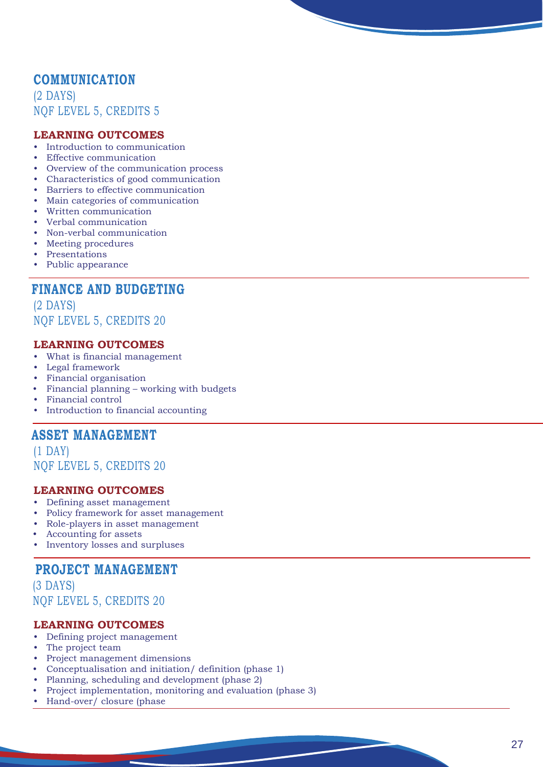## COMMUNICATION

(2 DAYS)
NQF LEVEL 5, CREDITS 5

### LEARNING OUTCOMES

- Introduction to communication
- Effective communication
- Overview of the communication process
- Characteristics of good communication
- Barriers to effective communication
- Main categories of communication
- Written communication
- Verbal communication
- Non-verbal communication
- Meeting procedures
- Presentations
- Public appearance

---

## FINANCE AND BUDGETING

(2 DAYS)
NQF LEVEL 5, CREDITS 20

### LEARNING OUTCOMES

- What is financial management
- Legal framework
- Financial organisation
- Financial planning – working with budgets
- Financial control
- Introduction to financial accounting

---

## ASSET MANAGEMENT

(1 DAY)
NQF LEVEL 5, CREDITS 20

### LEARNING OUTCOMES

- Defining asset management
- Policy framework for asset management
- Role-players in asset management
- Accounting for assets
- Inventory losses and surpluses

---

## PROJECT MANAGEMENT

(3 DAYS)
NQF LEVEL 5, CREDITS 20

### LEARNING OUTCOMES

- Defining project management
- The project team
- Project management dimensions
- Conceptualisation and initiation/ definition (phase 1)
- Planning, scheduling and development (phase 2)
- Project implementation, monitoring and evaluation (phase 3)
- Hand-over/ closure (phase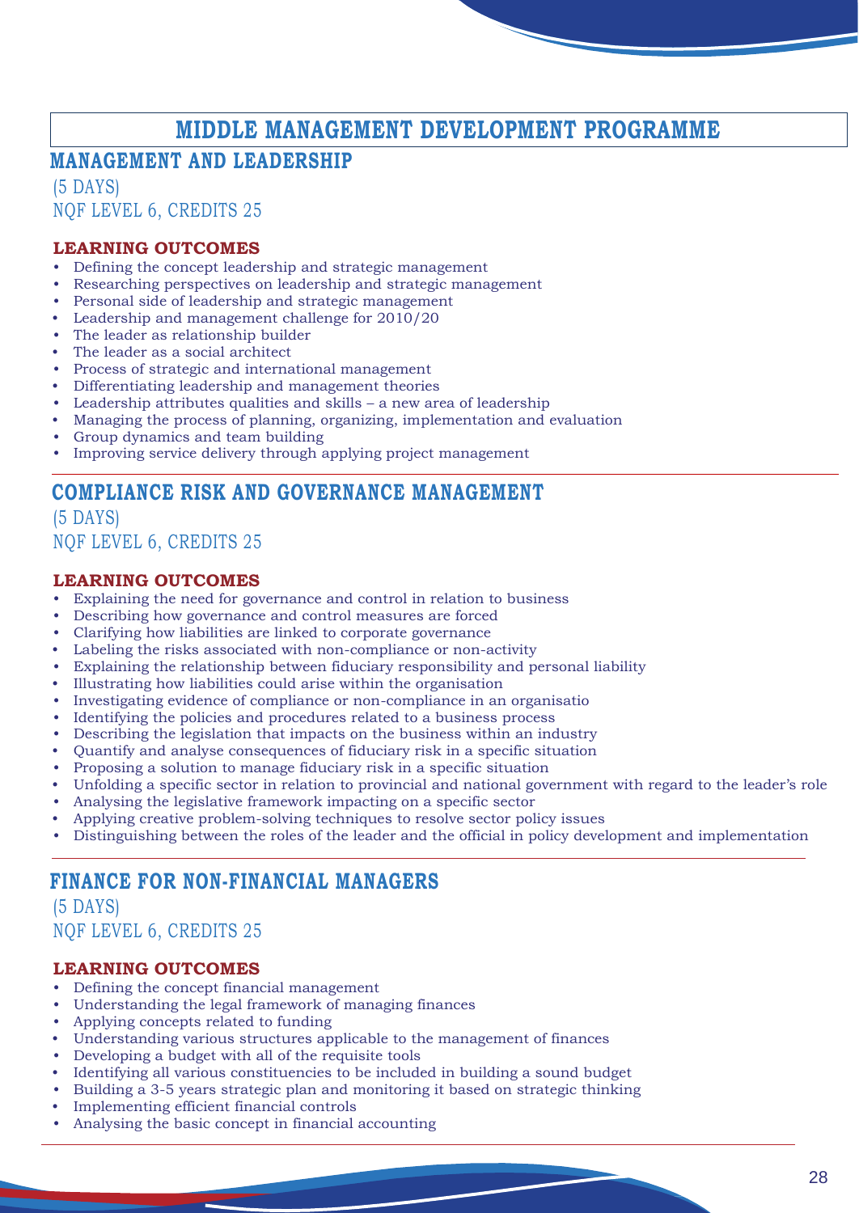# MIDDLE MANAGEMENT DEVELOPMENT PROGRAMME

## MANAGEMENT AND LEADERSHIP

(5 DAYS)
NQF LEVEL 6, CREDITS 25

**LEARNING OUTCOMES**

- Defining the concept leadership and strategic management
- Researching perspectives on leadership and strategic management
- Personal side of leadership and strategic management
- Leadership and management challenge for 2010/20
- The leader as relationship builder
- The leader as a social architect
- Process of strategic and international management
- Differentiating leadership and management theories
- Leadership attributes qualities and skills – a new area of leadership
- Managing the process of planning, organizing, implementation and evaluation
- Group dynamics and team building
- Improving service delivery through applying project management

## COMPLIANCE RISK AND GOVERNANCE MANAGEMENT

(5 DAYS)
NQF LEVEL 6, CREDITS 25

**LEARNING OUTCOMES**

- Explaining the need for governance and control in relation to business
- Describing how governance and control measures are forced
- Clarifying how liabilities are linked to corporate governance
- Labeling the risks associated with non-compliance or non-activity
- Explaining the relationship between fiduciary responsibility and personal liability
- Illustrating how liabilities could arise within the organisation
- Investigating evidence of compliance or non-compliance in an organisatio
- Identifying the policies and procedures related to a business process
- Describing the legislation that impacts on the business within an industry
- Quantify and analyse consequences of fiduciary risk in a specific situation
- Proposing a solution to manage fiduciary risk in a specific situation
- Unfolding a specific sector in relation to provincial and national government with regard to the leader's role
- Analysing the legislative framework impacting on a specific sector
- Applying creative problem-solving techniques to resolve sector policy issues
- Distinguishing between the roles of the leader and the official in policy development and implementation

## FINANCE FOR NON-FINANCIAL MANAGERS

(5 DAYS)
NQF LEVEL 6, CREDITS 25

**LEARNING OUTCOMES**

- Defining the concept financial management
- Understanding the legal framework of managing finances
- Applying concepts related to funding
- Understanding various structures applicable to the management of finances
- Developing a budget with all of the requisite tools
- Identifying all various constituencies to be included in building a sound budget
- Building a 3-5 years strategic plan and monitoring it based on strategic thinking
- Implementing efficient financial controls
- Analysing the basic concept in financial accounting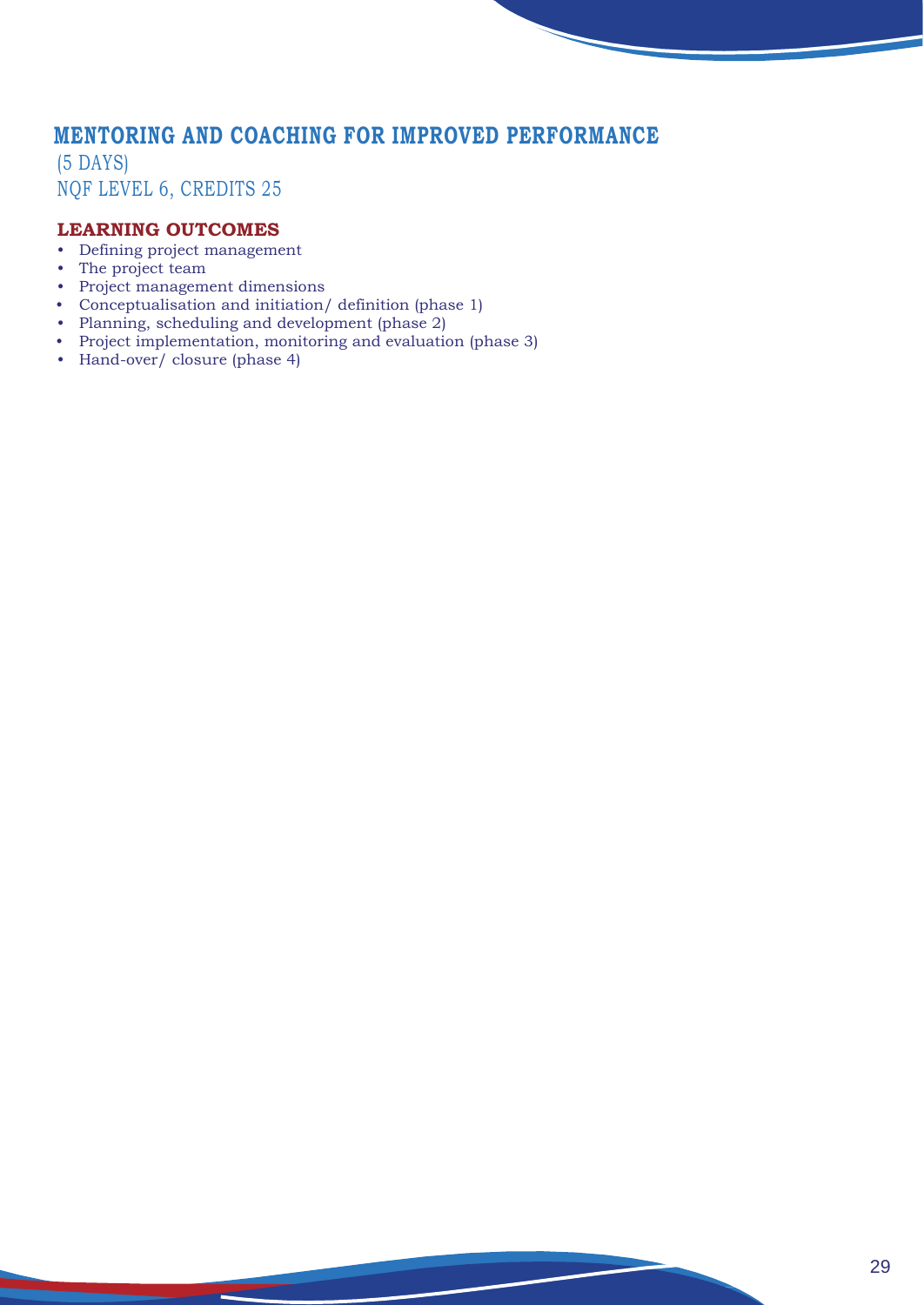## MENTORING AND COACHING FOR IMPROVED PERFORMANCE

(5 DAYS)
NQF LEVEL 6, CREDITS 25

### LEARNING OUTCOMES

- Defining project management
- The project team
- Project management dimensions
- Conceptualisation and initiation/ definition (phase 1)
- Planning, scheduling and development (phase 2)
- Project implementation, monitoring and evaluation (phase 3)
- Hand-over/ closure (phase 4)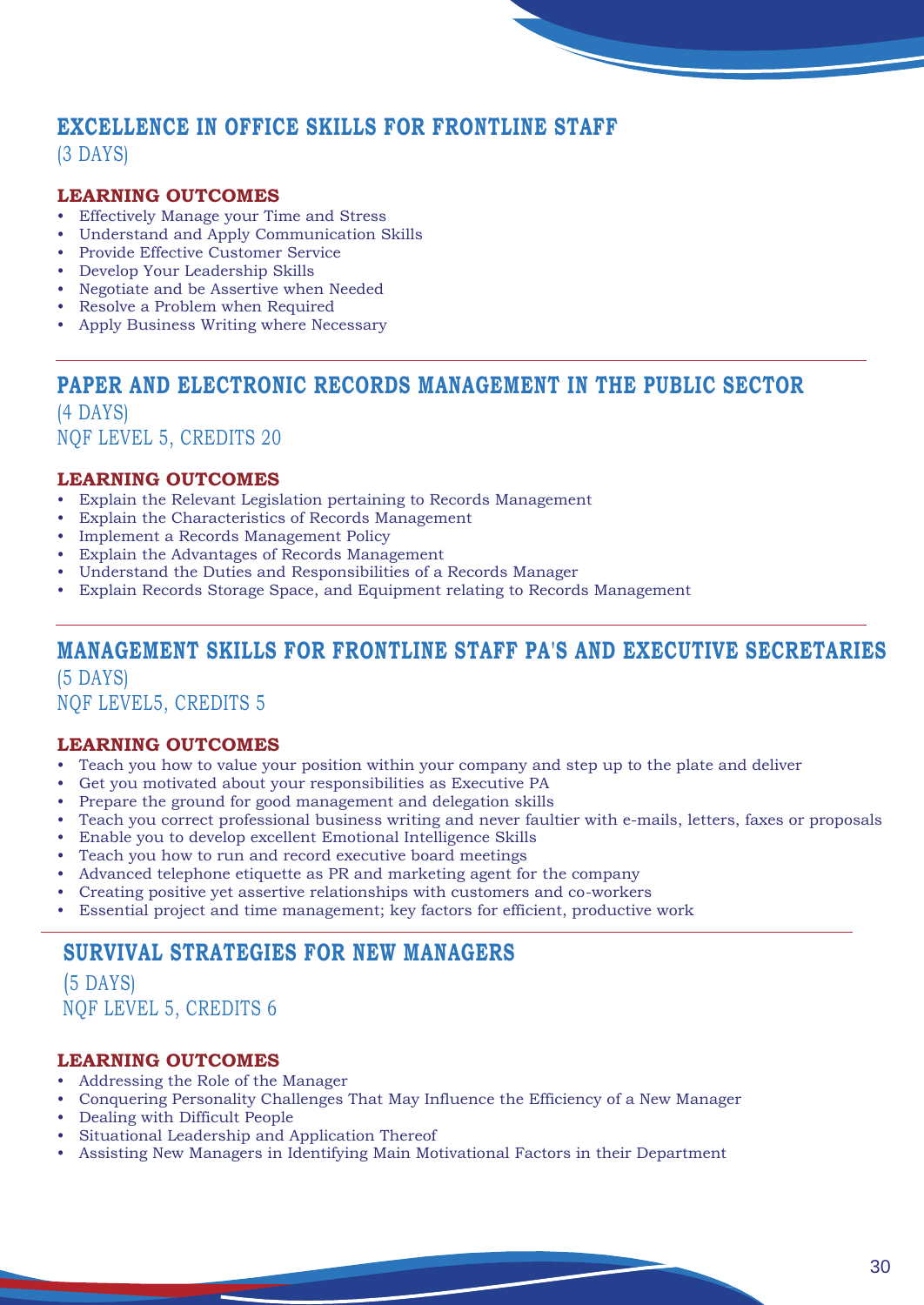## EXCELLENCE IN OFFICE SKILLS FOR FRONTLINE STAFF

(3 DAYS)

### LEARNING OUTCOMES

- Effectively Manage your Time and Stress
- Understand and Apply Communication Skills
- Provide Effective Customer Service
- Develop Your Leadership Skills
- Negotiate and be Assertive when Needed
- Resolve a Problem when Required
- Apply Business Writing where Necessary

## PAPER AND ELECTRONIC RECORDS MANAGEMENT IN THE PUBLIC SECTOR

(4 DAYS)
NQF LEVEL 5, CREDITS 20

### LEARNING OUTCOMES

- Explain the Relevant Legislation pertaining to Records Management
- Explain the Characteristics of Records Management
- Implement a Records Management Policy
- Explain the Advantages of Records Management
- Understand the Duties and Responsibilities of a Records Manager
- Explain Records Storage Space, and Equipment relating to Records Management

## MANAGEMENT SKILLS FOR FRONTLINE STAFF PA'S AND EXECUTIVE SECRETARIES

(5 DAYS)
NQF LEVEL5, CREDITS 5

### LEARNING OUTCOMES

- Teach you how to value your position within your company and step up to the plate and deliver
- Get you motivated about your responsibilities as Executive PA
- Prepare the ground for good management and delegation skills
- Teach you correct professional business writing and never faultier with e-mails, letters, faxes or proposals
- Enable you to develop excellent Emotional Intelligence Skills
- Teach you how to run and record executive board meetings
- Advanced telephone etiquette as PR and marketing agent for the company
- Creating positive yet assertive relationships with customers and co-workers
- Essential project and time management; key factors for efficient, productive work

## SURVIVAL STRATEGIES FOR NEW MANAGERS

(5 DAYS)
NQF LEVEL 5, CREDITS 6

### LEARNING OUTCOMES

- Addressing the Role of the Manager
- Conquering Personality Challenges That May Influence the Efficiency of a New Manager
- Dealing with Difficult People
- Situational Leadership and Application Thereof
- Assisting New Managers in Identifying Main Motivational Factors in their Department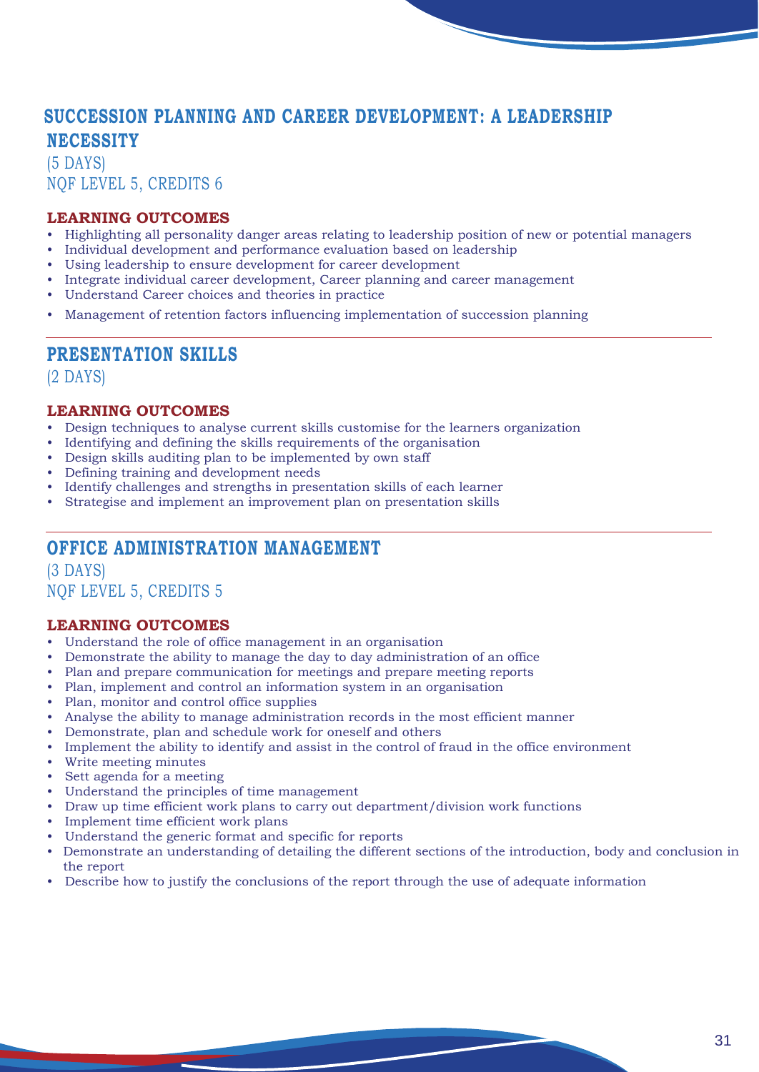## SUCCESSION PLANNING AND CAREER DEVELOPMENT: A LEADERSHIP NECESSITY

(5 DAYS)
NQF LEVEL 5, CREDITS 6

### LEARNING OUTCOMES

- Highlighting all personality danger areas relating to leadership position of new or potential managers
- Individual development and performance evaluation based on leadership
- Using leadership to ensure development for career development
- Integrate individual career development, Career planning and career management
- Understand Career choices and theories in practice
- Management of retention factors influencing implementation of succession planning

## PRESENTATION SKILLS

(2 DAYS)

### LEARNING OUTCOMES

- Design techniques to analyse current skills customise for the learners organization
- Identifying and defining the skills requirements of the organisation
- Design skills auditing plan to be implemented by own staff
- Defining training and development needs
- Identify challenges and strengths in presentation skills of each learner
- Strategise and implement an improvement plan on presentation skills

## OFFICE ADMINISTRATION MANAGEMENT

(3 DAYS)
NQF LEVEL 5, CREDITS 5

### LEARNING OUTCOMES

- Understand the role of office management in an organisation
- Demonstrate the ability to manage the day to day administration of an office
- Plan and prepare communication for meetings and prepare meeting reports
- Plan, implement and control an information system in an organisation
- Plan, monitor and control office supplies
- Analyse the ability to manage administration records in the most efficient manner
- Demonstrate, plan and schedule work for oneself and others
- Implement the ability to identify and assist in the control of fraud in the office environment
- Write meeting minutes
- Sett agenda for a meeting
- Understand the principles of time management
- Draw up time efficient work plans to carry out department/division work functions
- Implement time efficient work plans
- Understand the generic format and specific for reports
- Demonstrate an understanding of detailing the different sections of the introduction, body and conclusion in the report
- Describe how to justify the conclusions of the report through the use of adequate information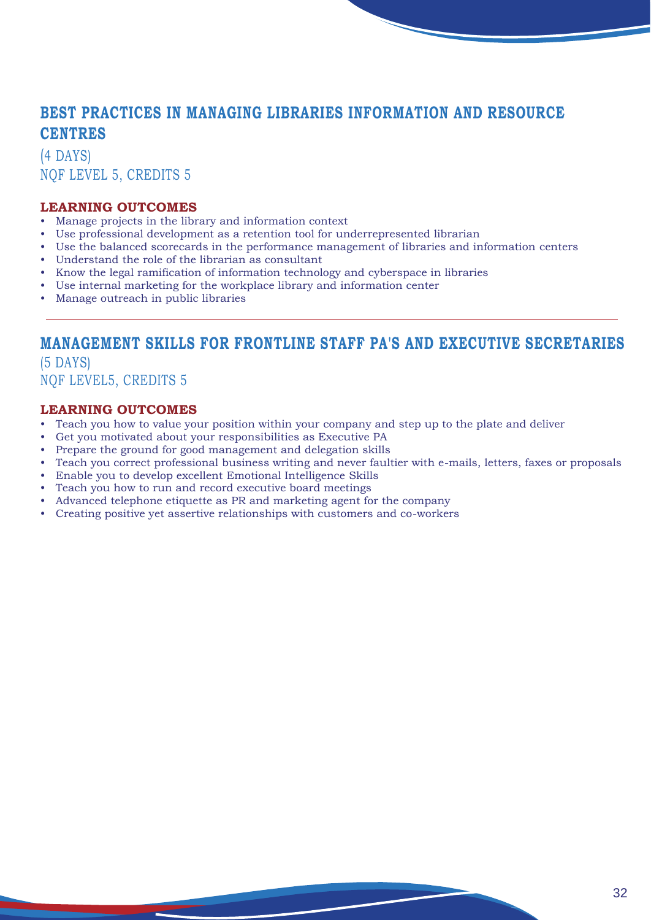## BEST PRACTICES IN MANAGING LIBRARIES INFORMATION AND RESOURCE CENTRES

(4 DAYS)
NQF LEVEL 5, CREDITS 5

**LEARNING OUTCOMES**

- Manage projects in the library and information context
- Use professional development as a retention tool for underrepresented librarian
- Use the balanced scorecards in the performance management of libraries and information centers
- Understand the role of the librarian as consultant
- Know the legal ramification of information technology and cyberspace in libraries
- Use internal marketing for the workplace library and information center
- Manage outreach in public libraries

---

## MANAGEMENT SKILLS FOR FRONTLINE STAFF PA'S AND EXECUTIVE SECRETARIES

(5 DAYS)
NQF LEVEL5, CREDITS 5

**LEARNING OUTCOMES**

- Teach you how to value your position within your company and step up to the plate and deliver
- Get you motivated about your responsibilities as Executive PA
- Prepare the ground for good management and delegation skills
- Teach you correct professional business writing and never faultier with e-mails, letters, faxes or proposals
- Enable you to develop excellent Emotional Intelligence Skills
- Teach you how to run and record executive board meetings
- Advanced telephone etiquette as PR and marketing agent for the company
- Creating positive yet assertive relationships with customers and co-workers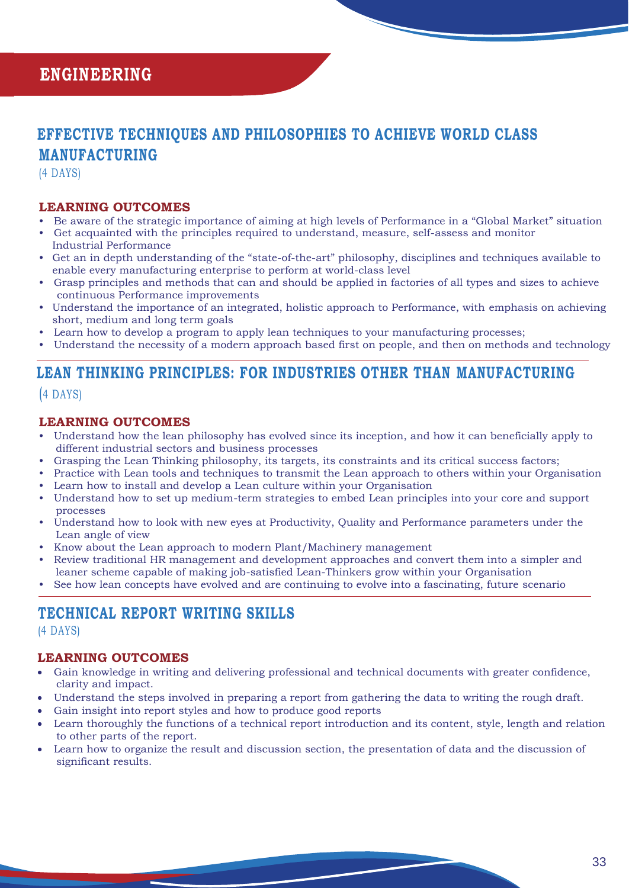# ENGINEERING

## EFFECTIVE TECHNIQUES AND PHILOSOPHIES TO ACHIEVE WORLD CLASS MANUFACTURING

(4 DAYS)

### LEARNING OUTCOMES

- Be aware of the strategic importance of aiming at high levels of Performance in a "Global Market" situation
- Get acquainted with the principles required to understand, measure, self-assess and monitor Industrial Performance
- Get an in depth understanding of the "state-of-the-art" philosophy, disciplines and techniques available to enable every manufacturing enterprise to perform at world-class level
- Grasp principles and methods that can and should be applied in factories of all types and sizes to achieve continuous Performance improvements
- Understand the importance of an integrated, holistic approach to Performance, with emphasis on achieving short, medium and long term goals
- Learn how to develop a program to apply lean techniques to your manufacturing processes;
- Understand the necessity of a modern approach based first on people, and then on methods and technology

## LEAN THINKING PRINCIPLES: FOR INDUSTRIES OTHER THAN MANUFACTURING

(4 DAYS)

### LEARNING OUTCOMES

- Understand how the lean philosophy has evolved since its inception, and how it can beneficially apply to different industrial sectors and business processes
- Grasping the Lean Thinking philosophy, its targets, its constraints and its critical success factors;
- Practice with Lean tools and techniques to transmit the Lean approach to others within your Organisation
- Learn how to install and develop a Lean culture within your Organisation
- Understand how to set up medium-term strategies to embed Lean principles into your core and support processes
- Understand how to look with new eyes at Productivity, Quality and Performance parameters under the Lean angle of view
- Know about the Lean approach to modern Plant/Machinery management
- Review traditional HR management and development approaches and convert them into a simpler and leaner scheme capable of making job-satisfied Lean-Thinkers grow within your Organisation
- See how lean concepts have evolved and are continuing to evolve into a fascinating, future scenario

## TECHNICAL REPORT WRITING SKILLS

(4 DAYS)

### LEARNING OUTCOMES

- Gain knowledge in writing and delivering professional and technical documents with greater confidence, clarity and impact.
- Understand the steps involved in preparing a report from gathering the data to writing the rough draft.
- Gain insight into report styles and how to produce good reports
- Learn thoroughly the functions of a technical report introduction and its content, style, length and relation to other parts of the report.
- Learn how to organize the result and discussion section, the presentation of data and the discussion of significant results.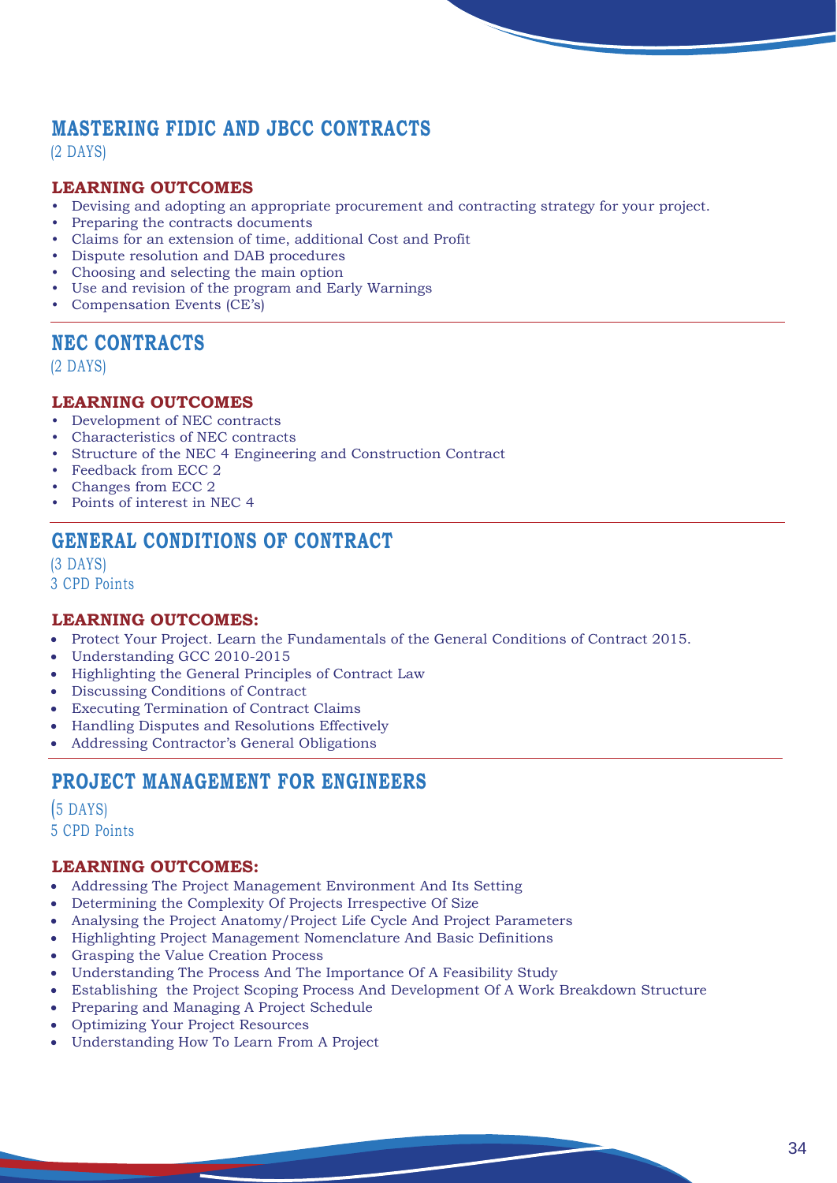## MASTERING FIDIC AND JBCC CONTRACTS

(2 DAYS)

### LEARNING OUTCOMES

- Devising and adopting an appropriate procurement and contracting strategy for your project.
- Preparing the contracts documents
- Claims for an extension of time, additional Cost and Profit
- Dispute resolution and DAB procedures
- Choosing and selecting the main option
- Use and revision of the program and Early Warnings
- Compensation Events (CE's)

## NEC CONTRACTS

(2 DAYS)

### LEARNING OUTCOMES

- Development of NEC contracts
- Characteristics of NEC contracts
- Structure of the NEC 4 Engineering and Construction Contract
- Feedback from ECC 2
- Changes from ECC 2
- Points of interest in NEC 4

## GENERAL CONDITIONS OF CONTRACT

(3 DAYS)
3 CPD Points

### LEARNING OUTCOMES:

- Protect Your Project. Learn the Fundamentals of the General Conditions of Contract 2015.
- Understanding GCC 2010-2015
- Highlighting the General Principles of Contract Law
- Discussing Conditions of Contract
- Executing Termination of Contract Claims
- Handling Disputes and Resolutions Effectively
- Addressing Contractor's General Obligations

## PROJECT MANAGEMENT FOR ENGINEERS

(5 DAYS)
5 CPD Points

### LEARNING OUTCOMES:

- Addressing The Project Management Environment And Its Setting
- Determining the Complexity Of Projects Irrespective Of Size
- Analysing the Project Anatomy/Project Life Cycle And Project Parameters
- Highlighting Project Management Nomenclature And Basic Definitions
- Grasping the Value Creation Process
- Understanding The Process And The Importance Of A Feasibility Study
- Establishing the Project Scoping Process And Development Of A Work Breakdown Structure
- Preparing and Managing A Project Schedule
- Optimizing Your Project Resources
- Understanding How To Learn From A Project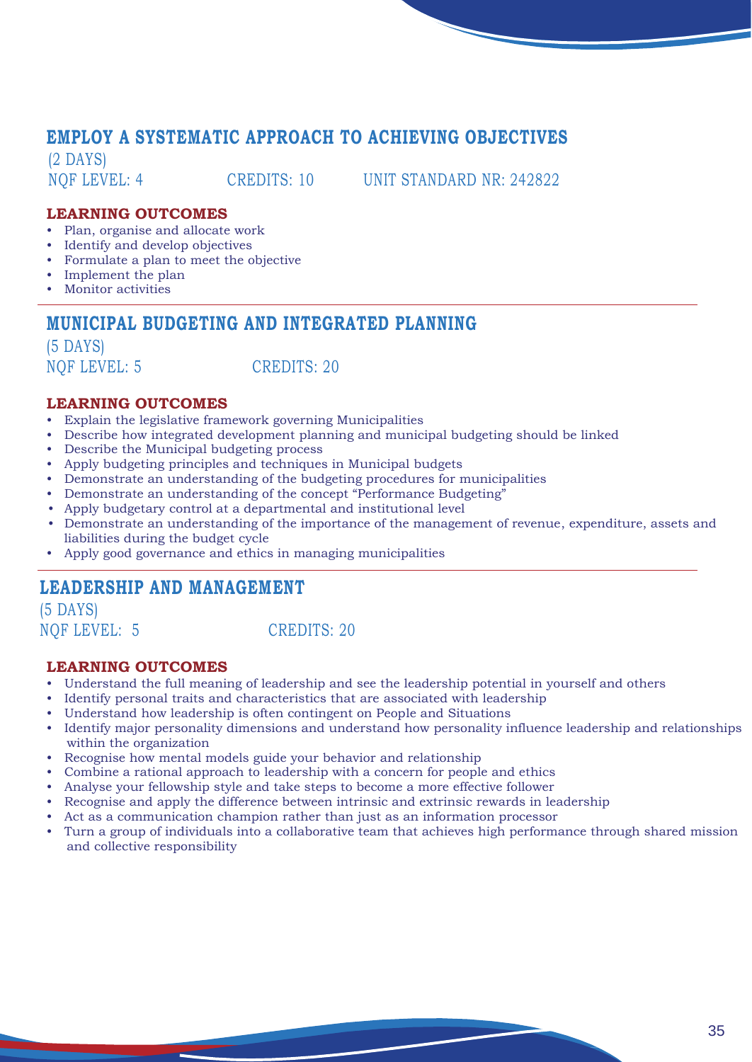## EMPLOY A SYSTEMATIC APPROACH TO ACHIEVING OBJECTIVES

(2 DAYS)

NQF LEVEL: 4 CREDITS: 10 UNIT STANDARD NR: 242822

### LEARNING OUTCOMES

- Plan, organise and allocate work
- Identify and develop objectives
- Formulate a plan to meet the objective
- Implement the plan
- Monitor activities

---

## MUNICIPAL BUDGETING AND INTEGRATED PLANNING

(5 DAYS)

NQF LEVEL: 5 CREDITS: 20

### LEARNING OUTCOMES

- Explain the legislative framework governing Municipalities
- Describe how integrated development planning and municipal budgeting should be linked
- Describe the Municipal budgeting process
- Apply budgeting principles and techniques in Municipal budgets
- Demonstrate an understanding of the budgeting procedures for municipalities
- Demonstrate an understanding of the concept "Performance Budgeting"
- Apply budgetary control at a departmental and institutional level
- Demonstrate an understanding of the importance of the management of revenue, expenditure, assets and liabilities during the budget cycle
- Apply good governance and ethics in managing municipalities

---

## LEADERSHIP AND MANAGEMENT

(5 DAYS)

NQF LEVEL: 5 CREDITS: 20

### LEARNING OUTCOMES

- Understand the full meaning of leadership and see the leadership potential in yourself and others
- Identify personal traits and characteristics that are associated with leadership
- Understand how leadership is often contingent on People and Situations
- Identify major personality dimensions and understand how personality influence leadership and relationships within the organization
- Recognise how mental models guide your behavior and relationship
- Combine a rational approach to leadership with a concern for people and ethics
- Analyse your fellowship style and take steps to become a more effective follower
- Recognise and apply the difference between intrinsic and extrinsic rewards in leadership
- Act as a communication champion rather than just as an information processor
- Turn a group of individuals into a collaborative team that achieves high performance through shared mission and collective responsibility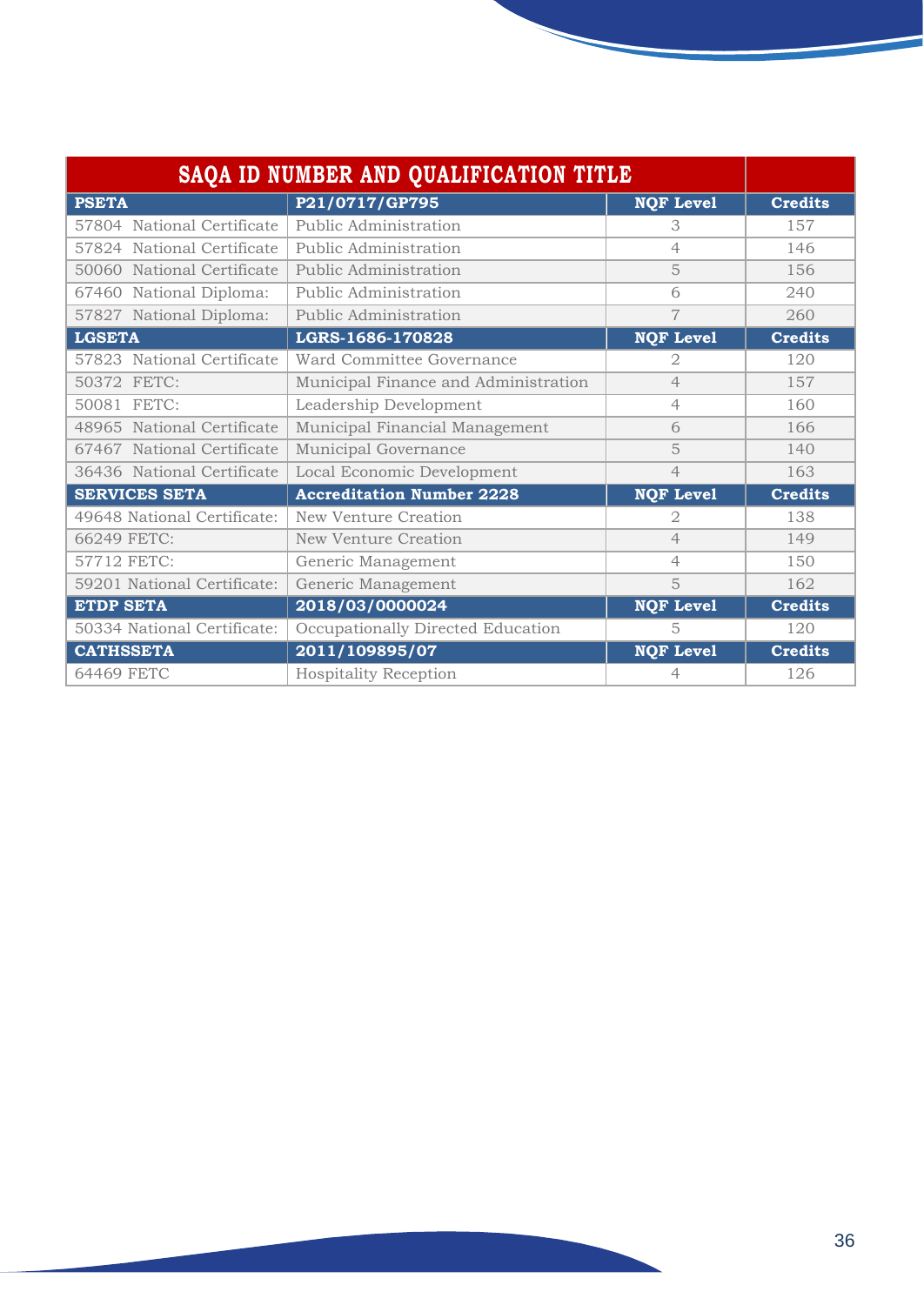| SAQA ID NUMBER AND QUALIFICATION TITLE | | | |
|---|---|---|---|
| **PSETA** | **P21/0717/GP795** | **NQF Level** | **Credits** |
| 57804 National Certificate | Public Administration | 3 | 157 |
| 57824 National Certificate | Public Administration | 4 | 146 |
| 50060 National Certificate | Public Administration | 5 | 156 |
| 67460 National Diploma: | Public Administration | 6 | 240 |
| 57827 National Diploma: | Public Administration | 7 | 260 |
| **LGSETA** | **LGRS-1686-170828** | **NQF Level** | **Credits** |
| 57823 National Certificate | Ward Committee Governance | 2 | 120 |
| 50372 FETC: | Municipal Finance and Administration | 4 | 157 |
| 50081 FETC: | Leadership Development | 4 | 160 |
| 48965 National Certificate | Municipal Financial Management | 6 | 166 |
| 67467 National Certificate | Municipal Governance | 5 | 140 |
| 36436 National Certificate | Local Economic Development | 4 | 163 |
| **SERVICES SETA** | **Accreditation Number 2228** | **NQF Level** | **Credits** |
| 49648 National Certificate: | New Venture Creation | 2 | 138 |
| 66249 FETC: | New Venture Creation | 4 | 149 |
| 57712 FETC: | Generic Management | 4 | 150 |
| 59201 National Certificate: | Generic Management | 5 | 162 |
| **ETDP SETA** | **2018/03/0000024** | **NQF Level** | **Credits** |
| 50334 National Certificate: | Occupationally Directed Education | 5 | 120 |
| **CATHSSETA** | **2011/109895/07** | **NQF Level** | **Credits** |
| 64469 FETC | Hospitality Reception | 4 | 126 |